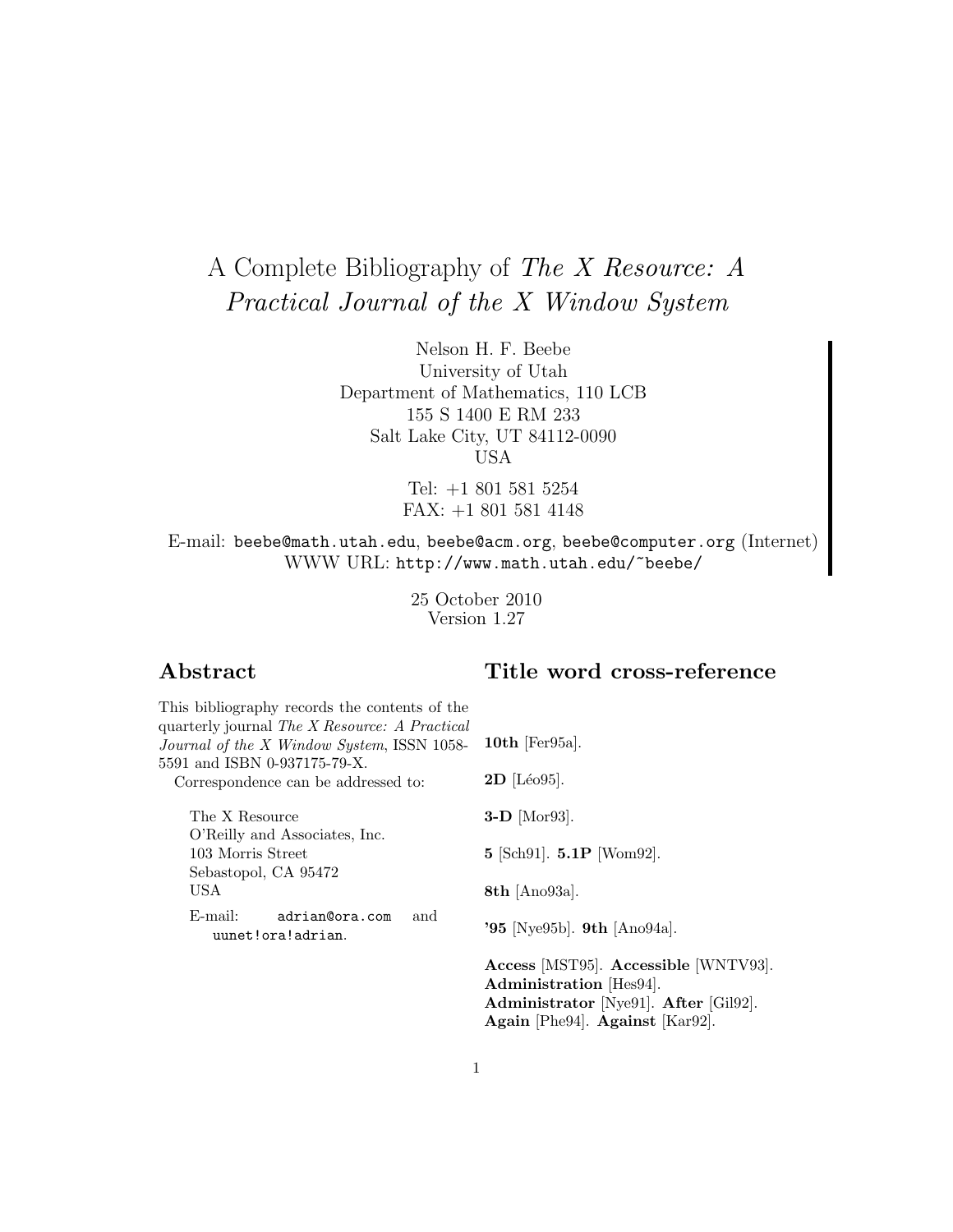// The X Resource bibliography, page 1 //

# A Complete Bibliography of *The X Resource: A Practical Journal of the X Window System*

Nelson H. F. Beebe
University of Utah
Department of Mathematics, 110 LCB
155 S 1400 E RM 233
Salt Lake City, UT 84112-0090
USA

Tel: +1 801 581 5254
FAX: +1 801 581 4148

E-mail: `beebe@math.utah.edu`, `beebe@acm.org`, `beebe@computer.org` (Internet)
WWW URL: `http://www.math.utah.edu/~beebe/`

25 October 2010
Version 1.27

## Abstract

This bibliography records the contents of the quarterly journal *The X Resource: A Practical Journal of the X Window System*, ISSN 1058-5591 and ISBN 0-937175-79-X.

Correspondence can be addressed to:

The X Resource
O'Reilly and Associates, Inc.
103 Morris Street
Sebastopol, CA 95472
USA

E-mail: `adrian@ora.com` and `uunet!ora!adrian`.

## Title word cross-reference

**10th** [Fer95a].

**2D** [Léo95].

**3-D** [Mor93].

**5** [Sch91]. **5.1P** [Wom92].

**8th** [Ano93a].

**'95** [Nye95b]. **9th** [Ano94a].

**Access** [MST95]. **Accessible** [WNTV93]. **Administration** [Hes94]. **Administrator** [Nye91]. **After** [Gil92]. **Again** [Phe94]. **Against** [Kar92].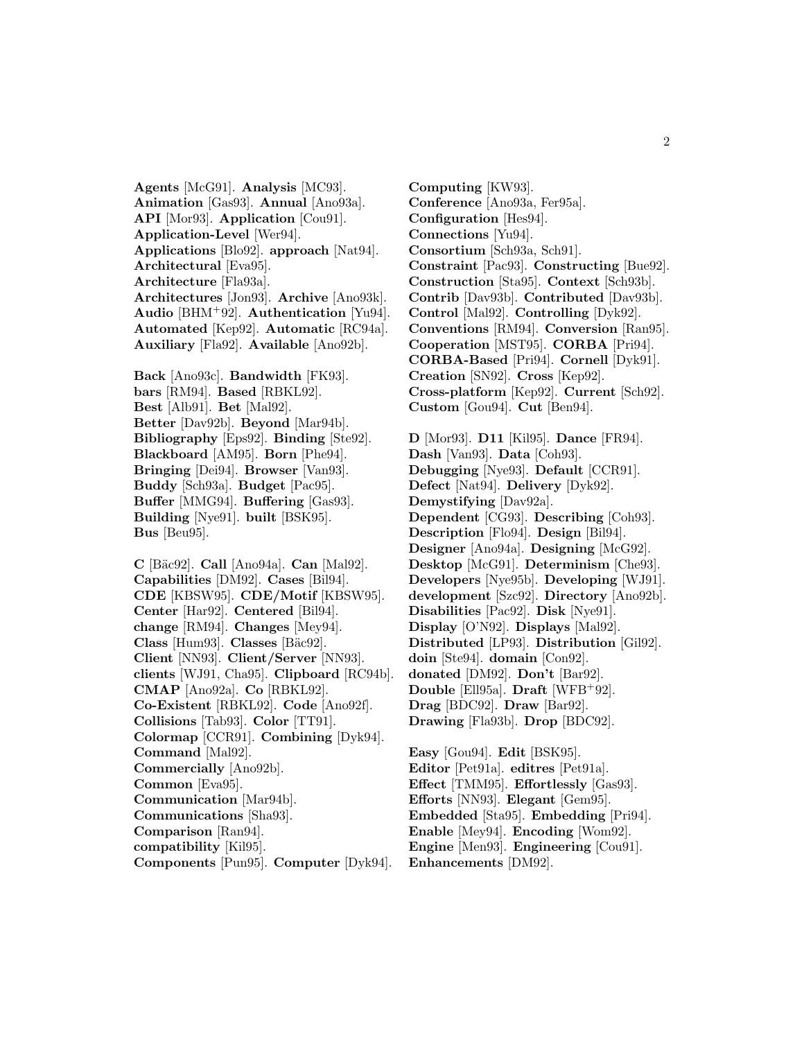**Agents** [McG91]. **Analysis** [MC93]. **Animation** [Gas93]. **Annual** [Ano93a]. **API** [Mor93]. **Application** [Cou91]. **Application-Level** [Wer94]. **Applications** [Blo92]. **approach** [Nat94]. **Architectural** [Eva95]. **Architecture** [Fla93a]. **Architectures** [Jon93]. **Archive** [Ano93k]. **Audio** [BHM$^{+}$92]. **Authentication** [Yu94]. **Automated** [Kep92]. **Automatic** [RC94a]. **Auxiliary** [Fla92]. **Available** [Ano92b].

**Back** [Ano93c]. **Bandwidth** [FK93]. **bars** [RM94]. **Based** [RBKL92]. **Best** [Alb91]. **Bet** [Mal92]. **Better** [Dav92b]. **Beyond** [Mar94b]. **Bibliography** [Eps92]. **Binding** [Ste92]. **Blackboard** [AM95]. **Born** [Phe94]. **Bringing** [Dei94]. **Browser** [Van93]. **Buddy** [Sch93a]. **Budget** [Pac95]. **Buffer** [MMG94]. **Buffering** [Gas93]. **Building** [Nye91]. **built** [BSK95]. **Bus** [Beu95].

**C** [Bäc92]. **Call** [Ano94a]. **Can** [Mal92]. **Capabilities** [DM92]. **Cases** [Bil94]. **CDE** [KBSW95]. **CDE/Motif** [KBSW95]. **Center** [Har92]. **Centered** [Bil94]. **change** [RM94]. **Changes** [Mey94]. **Class** [Hum93]. **Classes** [Bäc92]. **Client** [NN93]. **Client/Server** [NN93]. **clients** [WJ91, Cha95]. **Clipboard** [RC94b]. **CMAP** [Ano92a]. **Co** [RBKL92]. **Co-Existent** [RBKL92]. **Code** [Ano92f]. **Collisions** [Tab93]. **Color** [TT91]. **Colormap** [CCR91]. **Combining** [Dyk94]. **Command** [Mal92]. **Commercially** [Ano92b]. **Common** [Eva95]. **Communication** [Mar94b]. **Communications** [Sha93]. **Comparison** [Ran94]. **compatibility** [Kil95]. **Components** [Pun95]. **Computer** [Dyk94]. **Computing** [KW93]. **Conference** [Ano93a, Fer95a]. **Configuration** [Hes94]. **Connections** [Yu94]. **Consortium** [Sch93a, Sch91]. **Constraint** [Pac93]. **Constructing** [Bue92]. **Construction** [Sta95]. **Context** [Sch93b]. **Contrib** [Dav93b]. **Contributed** [Dav93b]. **Control** [Mal92]. **Controlling** [Dyk92]. **Conventions** [RM94]. **Conversion** [Ran95]. **Cooperation** [MST95]. **CORBA** [Pri94]. **CORBA-Based** [Pri94]. **Cornell** [Dyk91]. **Creation** [SN92]. **Cross** [Kep92]. **Cross-platform** [Kep92]. **Current** [Sch92]. **Custom** [Gou94]. **Cut** [Ben94].

**D** [Mor93]. **D11** [Kil95]. **Dance** [FR94]. **Dash** [Van93]. **Data** [Coh93]. **Debugging** [Nye93]. **Default** [CCR91]. **Defect** [Nat94]. **Delivery** [Dyk92]. **Demystifying** [Dav92a]. **Dependent** [CG93]. **Describing** [Coh93]. **Description** [Flo94]. **Design** [Bil94]. **Designer** [Ano94a]. **Designing** [McG92]. **Desktop** [McG91]. **Determinism** [Che93]. **Developers** [Nye95b]. **Developing** [WJ91]. **development** [Szc92]. **Directory** [Ano92b]. **Disabilities** [Pac92]. **Disk** [Nye91]. **Display** [O'N92]. **Displays** [Mal92]. **Distributed** [LP93]. **Distribution** [Gil92]. **doin** [Ste94]. **domain** [Con92]. **donated** [DM92]. **Don't** [Bar92]. **Double** [Ell95a]. **Draft** [WFB$^{+}$92]. **Drag** [BDC92]. **Draw** [Bar92]. **Drawing** [Fla93b]. **Drop** [BDC92].

**Easy** [Gou94]. **Edit** [BSK95]. **Editor** [Pet91a]. **editres** [Pet91a]. **Effect** [TMM95]. **Effortlessly** [Gas93]. **Efforts** [NN93]. **Elegant** [Gem95]. **Embedded** [Sta95]. **Embedding** [Pri94]. **Enable** [Mey94]. **Encoding** [Wom92]. **Engine** [Men93]. **Engineering** [Cou91]. **Enhancements** [DM92].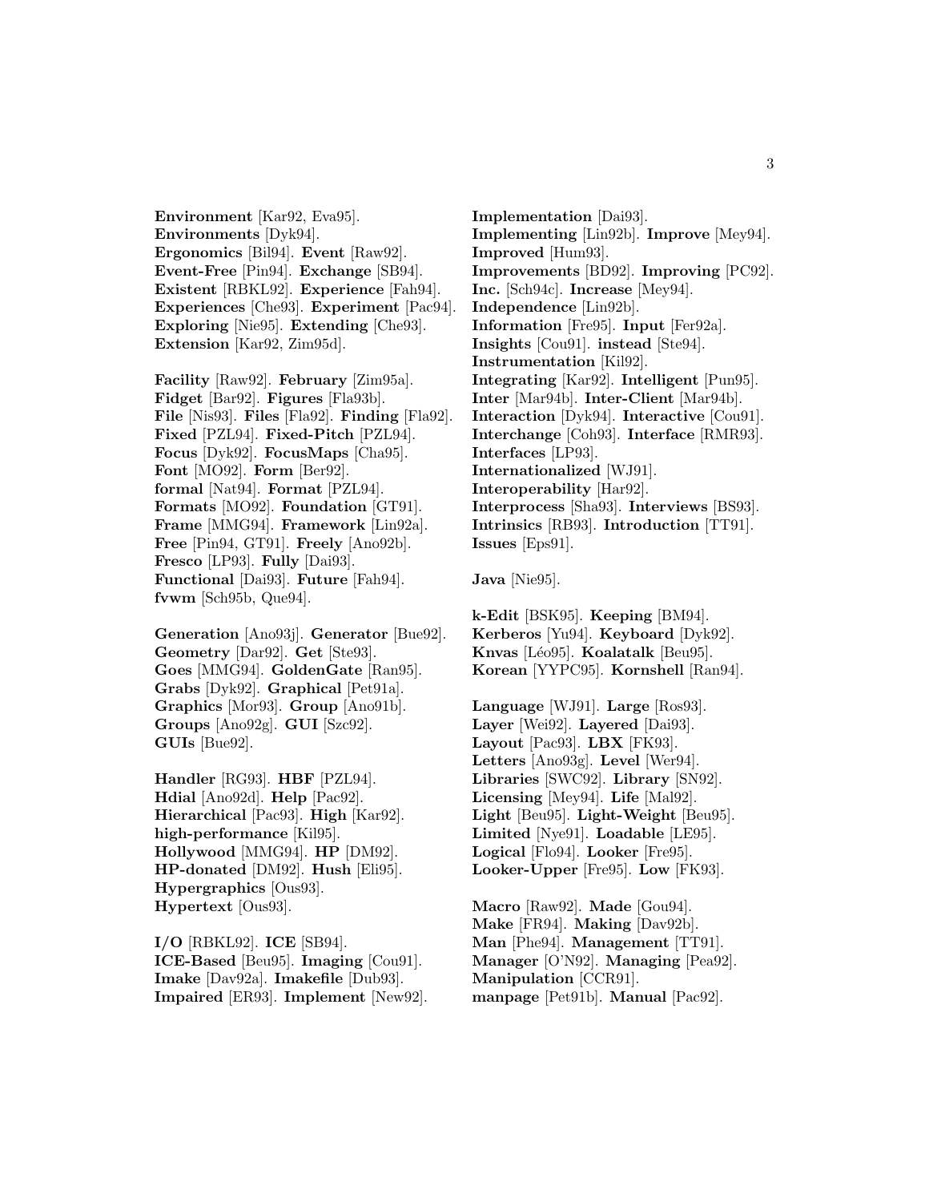**Environment** [Kar92, Eva95]. **Environments** [Dyk94]. **Ergonomics** [Bil94]. **Event** [Raw92]. **Event-Free** [Pin94]. **Exchange** [SB94]. **Existent** [RBKL92]. **Experience** [Fah94]. **Experiences** [Che93]. **Experiment** [Pac94]. **Exploring** [Nie95]. **Extending** [Che93]. **Extension** [Kar92, Zim95d].

**Facility** [Raw92]. **February** [Zim95a]. **Fidget** [Bar92]. **Figures** [Fla93b]. **File** [Nis93]. **Files** [Fla92]. **Finding** [Fla92]. **Fixed** [PZL94]. **Fixed-Pitch** [PZL94]. **Focus** [Dyk92]. **FocusMaps** [Cha95]. **Font** [MO92]. **Form** [Ber92]. **formal** [Nat94]. **Format** [PZL94]. **Formats** [MO92]. **Foundation** [GT91]. **Frame** [MMG94]. **Framework** [Lin92a]. **Free** [Pin94, GT91]. **Freely** [Ano92b]. **Fresco** [LP93]. **Fully** [Dai93]. **Functional** [Dai93]. **Future** [Fah94]. **fvwm** [Sch95b, Que94].

**Generation** [Ano93j]. **Generator** [Bue92]. **Geometry** [Dar92]. **Get** [Ste93]. **Goes** [MMG94]. **GoldenGate** [Ran95]. **Grabs** [Dyk92]. **Graphical** [Pet91a]. **Graphics** [Mor93]. **Group** [Ano91b]. **Groups** [Ano92g]. **GUI** [Szc92]. **GUIs** [Bue92].

**Handler** [RG93]. **HBF** [PZL94]. **Hdial** [Ano92d]. **Help** [Pac92]. **Hierarchical** [Pac93]. **High** [Kar92]. **high-performance** [Kil95]. **Hollywood** [MMG94]. **HP** [DM92]. **HP-donated** [DM92]. **Hush** [Eli95]. **Hypergraphics** [Ous93]. **Hypertext** [Ous93].

**I/O** [RBKL92]. **ICE** [SB94]. **ICE-Based** [Beu95]. **Imaging** [Cou91]. **Imake** [Dav92a]. **Imakefile** [Dub93]. **Impaired** [ER93]. **Implement** [New92]. **Implementation** [Dai93]. **Implementing** [Lin92b]. **Improve** [Mey94]. **Improved** [Hum93]. **Improvements** [BD92]. **Improving** [PC92]. **Inc.** [Sch94c]. **Increase** [Mey94]. **Independence** [Lin92b]. **Information** [Fre95]. **Input** [Fer92a]. **Insights** [Cou91]. **instead** [Ste94]. **Instrumentation** [Kil92]. **Integrating** [Kar92]. **Intelligent** [Pun95]. **Inter** [Mar94b]. **Inter-Client** [Mar94b]. **Interaction** [Dyk94]. **Interactive** [Cou91]. **Interchange** [Coh93]. **Interface** [RMR93]. **Interfaces** [LP93]. **Internationalized** [WJ91]. **Interoperability** [Har92]. **Interprocess** [Sha93]. **Interviews** [BS93]. **Intrinsics** [RB93]. **Introduction** [TT91]. **Issues** [Eps91].

**Java** [Nie95].

**k-Edit** [BSK95]. **Keeping** [BM94]. **Kerberos** [Yu94]. **Keyboard** [Dyk92]. **Knvas** [Léo95]. **Koalatalk** [Beu95]. **Korean** [YYPC95]. **Kornshell** [Ran94].

**Language** [WJ91]. **Large** [Ros93]. **Layer** [Wei92]. **Layered** [Dai93]. **Layout** [Pac93]. **LBX** [FK93]. **Letters** [Ano93g]. **Level** [Wer94]. **Libraries** [SWC92]. **Library** [SN92]. **Licensing** [Mey94]. **Life** [Mal92]. **Light** [Beu95]. **Light-Weight** [Beu95]. **Limited** [Nye91]. **Loadable** [LE95]. **Logical** [Flo94]. **Looker** [Fre95]. **Looker-Upper** [Fre95]. **Low** [FK93].

**Macro** [Raw92]. **Made** [Gou94]. **Make** [FR94]. **Making** [Dav92b]. **Man** [Phe94]. **Management** [TT91]. **Manager** [O'N92]. **Managing** [Pea92]. **Manipulation** [CCR91]. **manpage** [Pet91b]. **Manual** [Pac92].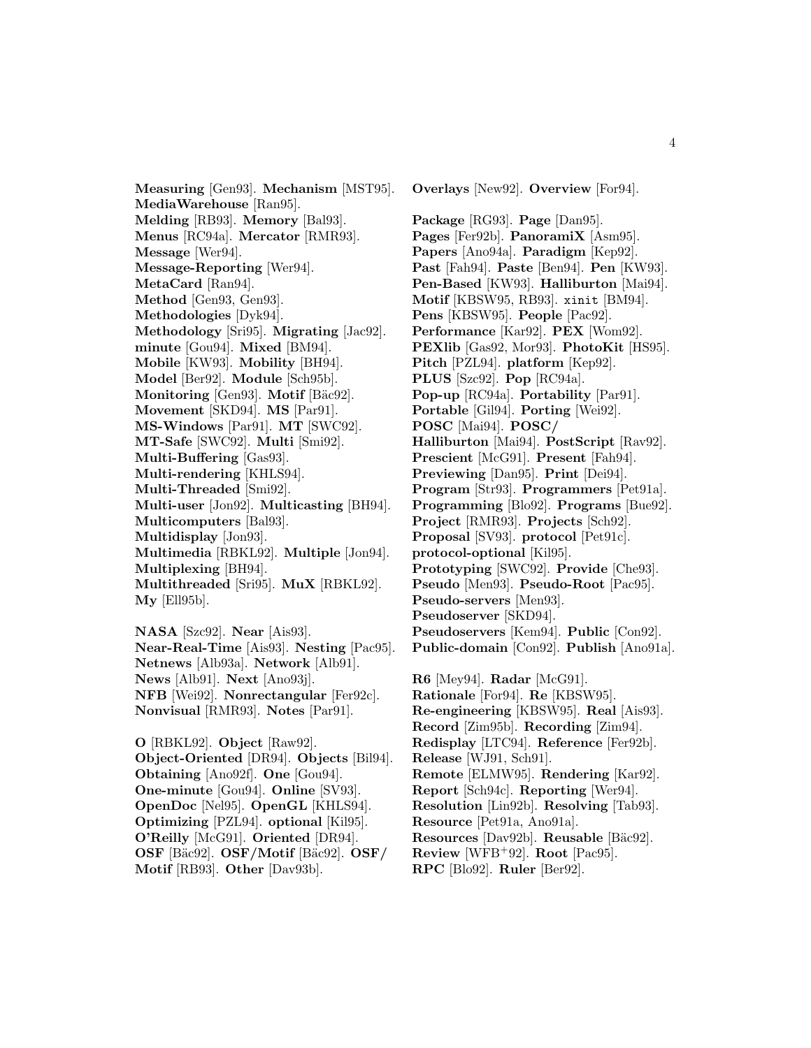**Measuring** [Gen93]. **Mechanism** [MST95]. **MediaWarehouse** [Ran95]. **Melding** [RB93]. **Memory** [Bal93]. **Menus** [RC94a]. **Mercator** [RMR93]. **Message** [Wer94]. **Message-Reporting** [Wer94]. **MetaCard** [Ran94]. **Method** [Gen93, Gen93]. **Methodologies** [Dyk94]. **Methodology** [Sri95]. **Migrating** [Jac92]. **minute** [Gou94]. **Mixed** [BM94]. **Mobile** [KW93]. **Mobility** [BH94]. **Model** [Ber92]. **Module** [Sch95b]. **Monitoring** [Gen93]. **Motif** [Bäc92]. **Movement** [SKD94]. **MS** [Par91]. **MS-Windows** [Par91]. **MT** [SWC92]. **MT-Safe** [SWC92]. **Multi** [Smi92]. **Multi-Buffering** [Gas93]. **Multi-rendering** [KHLS94]. **Multi-Threaded** [Smi92]. **Multi-user** [Jon92]. **Multicasting** [BH94]. **Multicomputers** [Bal93]. **Multidisplay** [Jon93]. **Multimedia** [RBKL92]. **Multiple** [Jon94]. **Multiplexing** [BH94]. **Multithreaded** [Sri95]. **MuX** [RBKL92]. **My** [Ell95b].

**NASA** [Szc92]. **Near** [Ais93]. **Near-Real-Time** [Ais93]. **Nesting** [Pac95]. **Netnews** [Alb93a]. **Network** [Alb91]. **News** [Alb91]. **Next** [Ano93j]. **NFB** [Wei92]. **Nonrectangular** [Fer92c]. **Nonvisual** [RMR93]. **Notes** [Par91].

**O** [RBKL92]. **Object** [Raw92]. **Object-Oriented** [DR94]. **Objects** [Bil94]. **Obtaining** [Ano92f]. **One** [Gou94]. **One-minute** [Gou94]. **Online** [SV93]. **OpenDoc** [Nel95]. **OpenGL** [KHLS94]. **Optimizing** [PZL94]. **optional** [Kil95]. **O'Reilly** [McG91]. **Oriented** [DR94]. **OSF** [Bäc92]. **OSF/Motif** [Bäc92]. **OSF/ Motif** [RB93]. **Other** [Dav93b].

**Overlays** [New92]. **Overview** [For94].

**Package** [RG93]. **Page** [Dan95]. **Pages** [Fer92b]. **PanoramiX** [Asm95]. **Papers** [Ano94a]. **Paradigm** [Kep92]. **Past** [Fah94]. **Paste** [Ben94]. **Pen** [KW93]. **Pen-Based** [KW93]. **Halliburton** [Mai94]. **Motif** [KBSW95, RB93]. `xinit` [BM94]. **Pens** [KBSW95]. **People** [Pac92]. **Performance** [Kar92]. **PEX** [Wom92]. **PEXlib** [Gas92, Mor93]. **PhotoKit** [HS95]. **Pitch** [PZL94]. **platform** [Kep92]. **PLUS** [Szc92]. **Pop** [RC94a]. **Pop-up** [RC94a]. **Portability** [Par91]. **Portable** [Gil94]. **Porting** [Wei92]. **POSC** [Mai94]. **POSC/ Halliburton** [Mai94]. **PostScript** [Rav92]. **Prescient** [McG91]. **Present** [Fah94]. **Previewing** [Dan95]. **Print** [Dei94]. **Program** [Str93]. **Programmers** [Pet91a]. **Programming** [Blo92]. **Programs** [Bue92]. **Project** [RMR93]. **Projects** [Sch92]. **Proposal** [SV93]. **protocol** [Pet91c]. **protocol-optional** [Kil95]. **Prototyping** [SWC92]. **Provide** [Che93]. **Pseudo** [Men93]. **Pseudo-Root** [Pac95]. **Pseudo-servers** [Men93]. **Pseudoserver** [SKD94]. **Pseudoservers** [Kem94]. **Public** [Con92]. **Public-domain** [Con92]. **Publish** [Ano91a].

**R6** [Mey94]. **Radar** [McG91]. **Rationale** [For94]. **Re** [KBSW95]. **Re-engineering** [KBSW95]. **Real** [Ais93]. **Record** [Zim95b]. **Recording** [Zim94]. **Redisplay** [LTC94]. **Reference** [Fer92b]. **Release** [WJ91, Sch91]. **Remote** [ELMW95]. **Rendering** [Kar92]. **Report** [Sch94c]. **Reporting** [Wer94]. **Resolution** [Lin92b]. **Resolving** [Tab93]. **Resource** [Pet91a, Ano91a]. **Resources** [Dav92b]. **Reusable** [Bäc92]. **Review** [WFB+92]. **Root** [Pac95]. **RPC** [Blo92]. **Ruler** [Ber92].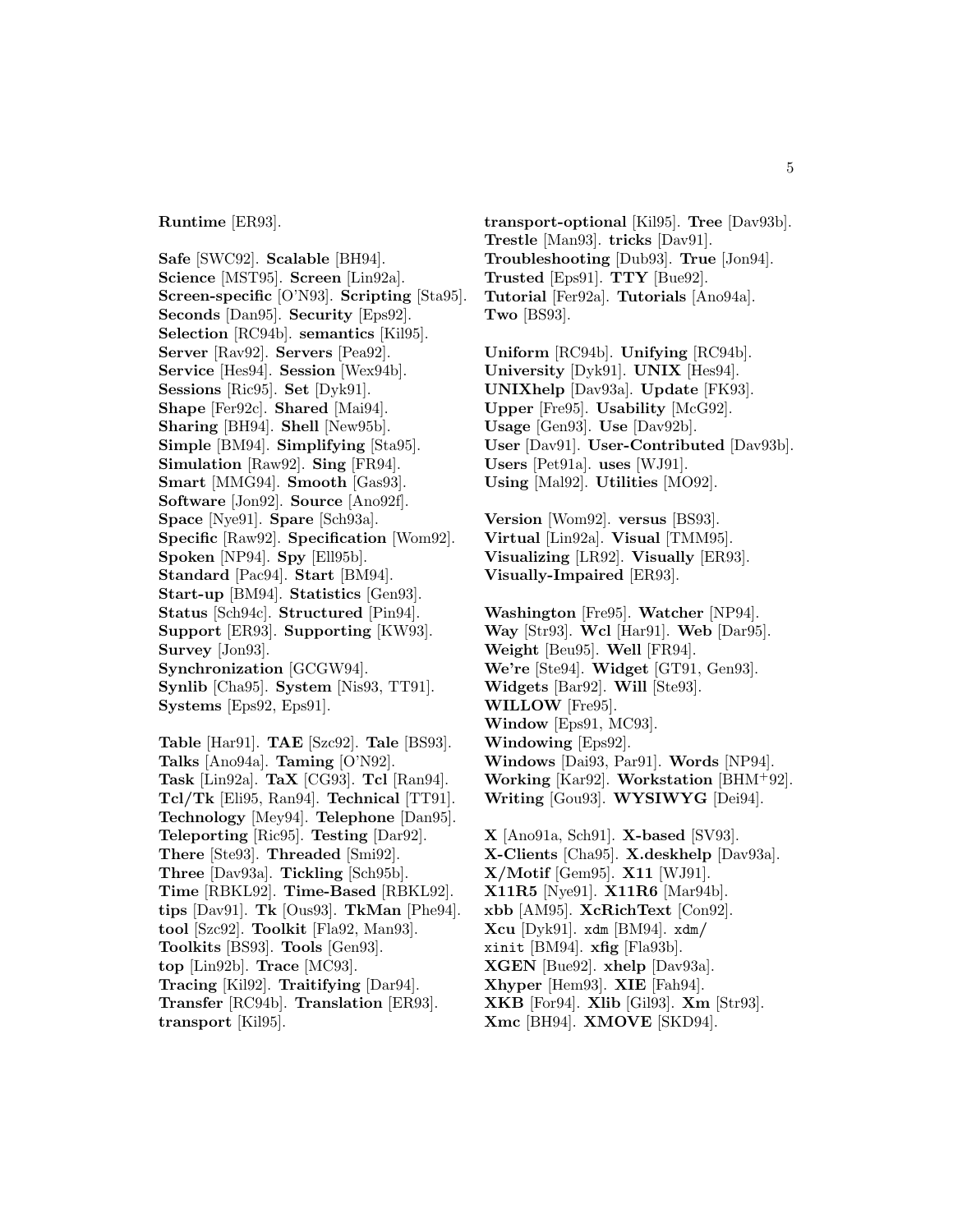**Runtime** [ER93].

**Safe** [SWC92]. **Scalable** [BH94]. **Science** [MST95]. **Screen** [Lin92a]. **Screen-specific** [O'N93]. **Scripting** [Sta95]. **Seconds** [Dan95]. **Security** [Eps92]. **Selection** [RC94b]. **semantics** [Kil95]. **Server** [Rav92]. **Servers** [Pea92]. **Service** [Hes94]. **Session** [Wex94b]. **Sessions** [Ric95]. **Set** [Dyk91]. **Shape** [Fer92c]. **Shared** [Mai94]. **Sharing** [BH94]. **Shell** [New95b]. **Simple** [BM94]. **Simplifying** [Sta95]. **Simulation** [Raw92]. **Sing** [FR94]. **Smart** [MMG94]. **Smooth** [Gas93]. **Software** [Jon92]. **Source** [Ano92f]. **Space** [Nye91]. **Spare** [Sch93a]. **Specific** [Raw92]. **Specification** [Wom92]. **Spoken** [NP94]. **Spy** [Ell95b]. **Standard** [Pac94]. **Start** [BM94]. **Start-up** [BM94]. **Statistics** [Gen93]. **Status** [Sch94c]. **Structured** [Pin94]. **Support** [ER93]. **Supporting** [KW93]. **Survey** [Jon93]. **Synchronization** [GCGW94]. **Synlib** [Cha95]. **System** [Nis93, TT91]. **Systems** [Eps92, Eps91].

**Table** [Har91]. **TAE** [Szc92]. **Tale** [BS93]. **Talks** [Ano94a]. **Taming** [O'N92]. **Task** [Lin92a]. **TaX** [CG93]. **Tcl** [Ran94]. **Tcl/Tk** [Eli95, Ran94]. **Technical** [TT91]. **Technology** [Mey94]. **Telephone** [Dan95]. **Teleporting** [Ric95]. **Testing** [Dar92]. **There** [Ste93]. **Threaded** [Smi92]. **Three** [Dav93a]. **Tickling** [Sch95b]. **Time** [RBKL92]. **Time-Based** [RBKL92]. **tips** [Dav91]. **Tk** [Ous93]. **TkMan** [Phe94]. **tool** [Szc92]. **Toolkit** [Fla92, Man93]. **Toolkits** [BS93]. **Tools** [Gen93]. **top** [Lin92b]. **Trace** [MC93]. **Tracing** [Kil92]. **Traitifying** [Dar94]. **Transfer** [RC94b]. **Translation** [ER93]. **transport** [Kil95]. **transport-optional** [Kil95]. **Tree** [Dav93b]. **Trestle** [Man93]. **tricks** [Dav91]. **Troubleshooting** [Dub93]. **True** [Jon94]. **Trusted** [Eps91]. **TTY** [Bue92]. **Tutorial** [Fer92a]. **Tutorials** [Ano94a]. **Two** [BS93].

**Uniform** [RC94b]. **Unifying** [RC94b]. **University** [Dyk91]. **UNIX** [Hes94]. **UNIXhelp** [Dav93a]. **Update** [FK93]. **Upper** [Fre95]. **Usability** [McG92]. **Usage** [Gen93]. **Use** [Dav92b]. **User** [Dav91]. **User-Contributed** [Dav93b]. **Users** [Pet91a]. **uses** [WJ91]. **Using** [Mal92]. **Utilities** [MO92].

**Version** [Wom92]. **versus** [BS93]. **Virtual** [Lin92a]. **Visual** [TMM95]. **Visualizing** [LR92]. **Visually** [ER93]. **Visually-Impaired** [ER93].

**Washington** [Fre95]. **Watcher** [NP94]. **Way** [Str93]. **Wcl** [Har91]. **Web** [Dar95]. **Weight** [Beu95]. **Well** [FR94]. **We're** [Ste94]. **Widget** [GT91, Gen93]. **Widgets** [Bar92]. **Will** [Ste93]. **WILLOW** [Fre95]. **Window** [Eps91, MC93]. **Windowing** [Eps92]. **Windows** [Dai93, Par91]. **Words** [NP94]. **Working** [Kar92]. **Workstation** [BHM+92]. **Writing** [Gou93]. **WYSIWYG** [Dei94].

**X** [Ano91a, Sch91]. **X-based** [SV93]. **X-Clients** [Cha95]. **X.deskhelp** [Dav93a]. **X/Motif** [Gem95]. **X11** [WJ91]. **X11R5** [Nye91]. **X11R6** [Mar94b]. **xbb** [AM95]. **XcRichText** [Con92]. **Xcu** [Dyk91]. `xdm` [BM94]. `xdm/xinit` [BM94]. **xfig** [Fla93b]. **XGEN** [Bue92]. **xhelp** [Dav93a]. **Xhyper** [Hem93]. **XIE** [Fah94]. **XKB** [For94]. **Xlib** [Gil93]. **Xm** [Str93]. **Xmc** [BH94]. **XMOVE** [SKD94].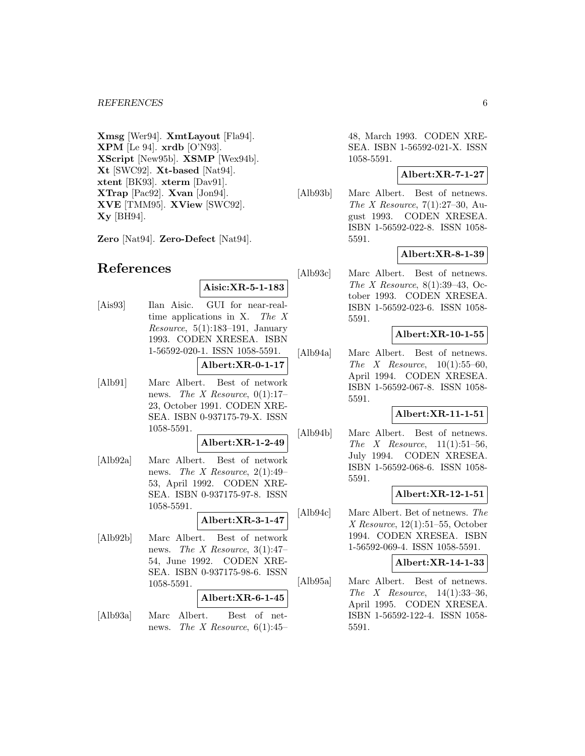**Xmsg** [Wer94]. **XmtLayout** [Fla94]. **XPM** [Le 94]. **xrdb** [O'N93]. **XScript** [New95b]. **XSMP** [Wex94b]. **Xt** [SWC92]. **Xt-based** [Nat94]. **xtent** [BK93]. **xterm** [Dav91]. **XTrap** [Pac92]. **Xvan** [Jon94]. **XVE** [TMM95]. **XView** [SWC92]. **Xy** [BH94].

**Zero** [Nat94]. **Zero-Defect** [Nat94].

# References

**Aisic:XR-5-1-183**

[Ais93] Ilan Aisic. GUI for near-real-time applications in X. *The X Resource*, 5(1):183–191, January 1993. CODEN XRESEA. ISBN 1-56592-020-1. ISSN 1058-5591.

**Albert:XR-0-1-17**

[Alb91] Marc Albert. Best of network news. *The X Resource*, 0(1):17–23, October 1991. CODEN XRESEA. ISBN 0-937175-79-X. ISSN 1058-5591.

**Albert:XR-1-2-49**

[Alb92a] Marc Albert. Best of network news. *The X Resource*, 2(1):49–53, April 1992. CODEN XRESEA. ISBN 0-937175-97-8. ISSN 1058-5591.

**Albert:XR-3-1-47**

[Alb92b] Marc Albert. Best of network news. *The X Resource*, 3(1):47–54, June 1992. CODEN XRESEA. ISBN 0-937175-98-6. ISSN 1058-5591.

**Albert:XR-6-1-45**

[Alb93a] Marc Albert. Best of netnews. *The X Resource*, 6(1):45–48, March 1993. CODEN XRESEA. ISBN 1-56592-021-X. ISSN 1058-5591.

**Albert:XR-7-1-27**

[Alb93b] Marc Albert. Best of netnews. *The X Resource*, 7(1):27–30, August 1993. CODEN XRESEA. ISBN 1-56592-022-8. ISSN 1058-5591.

**Albert:XR-8-1-39**

[Alb93c] Marc Albert. Best of netnews. *The X Resource*, 8(1):39–43, October 1993. CODEN XRESEA. ISBN 1-56592-023-6. ISSN 1058-5591.

**Albert:XR-10-1-55**

[Alb94a] Marc Albert. Best of netnews. *The X Resource*, 10(1):55–60, April 1994. CODEN XRESEA. ISBN 1-56592-067-8. ISSN 1058-5591.

**Albert:XR-11-1-51**

[Alb94b] Marc Albert. Best of netnews. *The X Resource*, 11(1):51–56, July 1994. CODEN XRESEA. ISBN 1-56592-068-6. ISSN 1058-5591.

**Albert:XR-12-1-51**

[Alb94c] Marc Albert. Bet of netnews. *The X Resource*, 12(1):51–55, October 1994. CODEN XRESEA. ISBN 1-56592-069-4. ISSN 1058-5591.

**Albert:XR-14-1-33**

[Alb95a] Marc Albert. Best of netnews. *The X Resource*, 14(1):33–36, April 1995. CODEN XRESEA. ISBN 1-56592-122-4. ISSN 1058-5591.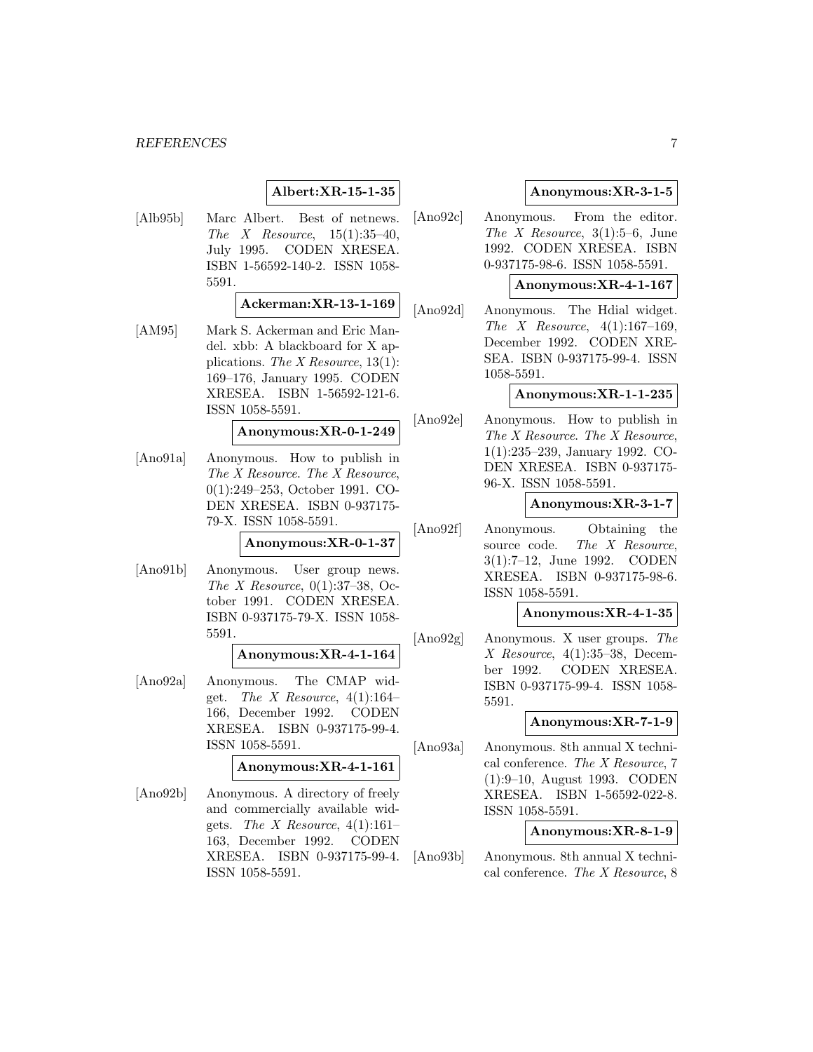**Albert:XR-15-1-35**

[Alb95b] Marc Albert. Best of netnews. *The X Resource*, 15(1):35–40, July 1995. CODEN XRESEA. ISBN 1-56592-140-2. ISSN 1058-5591.

**Ackerman:XR-13-1-169**

[AM95] Mark S. Ackerman and Eric Mandel. xbb: A blackboard for X applications. *The X Resource*, 13(1): 169–176, January 1995. CODEN XRESEA. ISBN 1-56592-121-6. ISSN 1058-5591.

**Anonymous:XR-0-1-249**

[Ano91a] Anonymous. How to publish in The X Resource. *The X Resource*, 0(1):249–253, October 1991. CODEN XRESEA. ISBN 0-937175-79-X. ISSN 1058-5591.

**Anonymous:XR-0-1-37**

[Ano91b] Anonymous. User group news. *The X Resource*, 0(1):37–38, October 1991. CODEN XRESEA. ISBN 0-937175-79-X. ISSN 1058-5591.

**Anonymous:XR-4-1-164**

[Ano92a] Anonymous. The CMAP widget. *The X Resource*, 4(1):164–166, December 1992. CODEN XRESEA. ISBN 0-937175-99-4. ISSN 1058-5591.

**Anonymous:XR-4-1-161**

[Ano92b] Anonymous. A directory of freely and commercially available widgets. *The X Resource*, 4(1):161–163, December 1992. CODEN XRESEA. ISBN 0-937175-99-4. ISSN 1058-5591.

**Anonymous:XR-3-1-5**

[Ano92c] Anonymous. From the editor. *The X Resource*, 3(1):5–6, June 1992. CODEN XRESEA. ISBN 0-937175-98-6. ISSN 1058-5591.

**Anonymous:XR-4-1-167**

[Ano92d] Anonymous. The Hdial widget. *The X Resource*, 4(1):167–169, December 1992. CODEN XRESEA. ISBN 0-937175-99-4. ISSN 1058-5591.

**Anonymous:XR-1-1-235**

[Ano92e] Anonymous. How to publish in The X Resource. *The X Resource*, 1(1):235–239, January 1992. CODEN XRESEA. ISBN 0-937175-96-X. ISSN 1058-5591.

**Anonymous:XR-3-1-7**

[Ano92f] Anonymous. Obtaining the source code. *The X Resource*, 3(1):7–12, June 1992. CODEN XRESEA. ISBN 0-937175-98-6. ISSN 1058-5591.

**Anonymous:XR-4-1-35**

[Ano92g] Anonymous. X user groups. *The X Resource*, 4(1):35–38, December 1992. CODEN XRESEA. ISBN 0-937175-99-4. ISSN 1058-5591.

**Anonymous:XR-7-1-9**

[Ano93a] Anonymous. 8th annual X technical conference. *The X Resource*, 7 (1):9–10, August 1993. CODEN XRESEA. ISBN 1-56592-022-8. ISSN 1058-5591.

**Anonymous:XR-8-1-9**

[Ano93b] Anonymous. 8th annual X technical conference. *The X Resource*, 8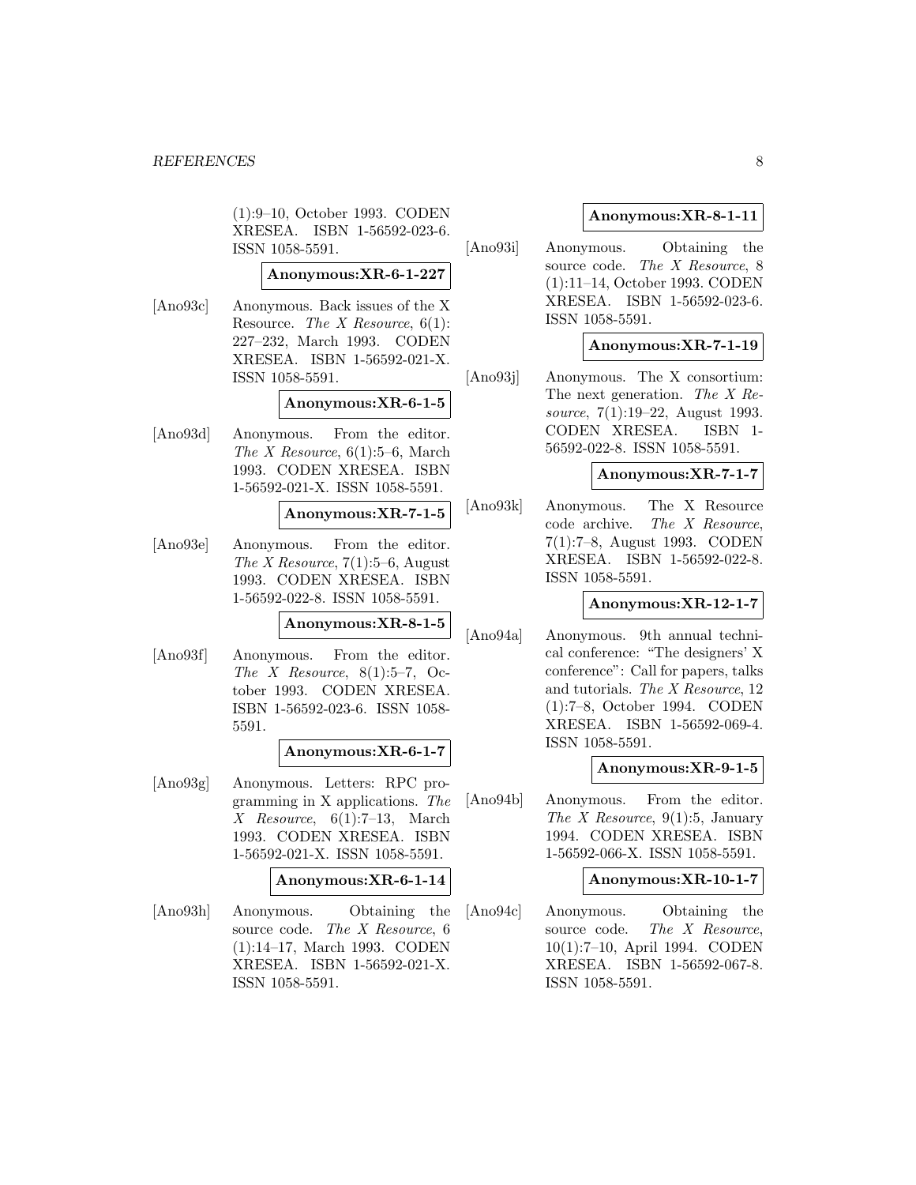(1):9–10, October 1993. CODEN XRESEA. ISBN 1-56592-023-6. ISSN 1058-5591.

**Anonymous:XR-6-1-227**

[Ano93c] Anonymous. Back issues of the X Resource. *The X Resource*, 6(1): 227–232, March 1993. CODEN XRESEA. ISBN 1-56592-021-X. ISSN 1058-5591.

**Anonymous:XR-6-1-5**

[Ano93d] Anonymous. From the editor. *The X Resource*, 6(1):5–6, March 1993. CODEN XRESEA. ISBN 1-56592-021-X. ISSN 1058-5591.

**Anonymous:XR-7-1-5**

[Ano93e] Anonymous. From the editor. *The X Resource*, 7(1):5–6, August 1993. CODEN XRESEA. ISBN 1-56592-022-8. ISSN 1058-5591.

**Anonymous:XR-8-1-5**

[Ano93f] Anonymous. From the editor. *The X Resource*, 8(1):5–7, October 1993. CODEN XRESEA. ISBN 1-56592-023-6. ISSN 1058-5591.

**Anonymous:XR-6-1-7**

[Ano93g] Anonymous. Letters: RPC programming in X applications. *The X Resource*, 6(1):7–13, March 1993. CODEN XRESEA. ISBN 1-56592-021-X. ISSN 1058-5591.

**Anonymous:XR-6-1-14**

[Ano93h] Anonymous. Obtaining the source code. *The X Resource*, 6 (1):14–17, March 1993. CODEN XRESEA. ISBN 1-56592-021-X. ISSN 1058-5591.

**Anonymous:XR-8-1-11**

[Ano93i] Anonymous. Obtaining the source code. *The X Resource*, 8 (1):11–14, October 1993. CODEN XRESEA. ISBN 1-56592-023-6. ISSN 1058-5591.

**Anonymous:XR-7-1-19**

[Ano93j] Anonymous. The X consortium: The next generation. *The X Resource*, 7(1):19–22, August 1993. CODEN XRESEA. ISBN 1-56592-022-8. ISSN 1058-5591.

**Anonymous:XR-7-1-7**

[Ano93k] Anonymous. The X Resource code archive. *The X Resource*, 7(1):7–8, August 1993. CODEN XRESEA. ISBN 1-56592-022-8. ISSN 1058-5591.

**Anonymous:XR-12-1-7**

[Ano94a] Anonymous. 9th annual technical conference: "The designers' X conference": Call for papers, talks and tutorials. *The X Resource*, 12 (1):7–8, October 1994. CODEN XRESEA. ISBN 1-56592-069-4. ISSN 1058-5591.

**Anonymous:XR-9-1-5**

[Ano94b] Anonymous. From the editor. *The X Resource*, 9(1):5, January 1994. CODEN XRESEA. ISBN 1-56592-066-X. ISSN 1058-5591.

**Anonymous:XR-10-1-7**

[Ano94c] Anonymous. Obtaining the source code. *The X Resource*, 10(1):7–10, April 1994. CODEN XRESEA. ISBN 1-56592-067-8. ISSN 1058-5591.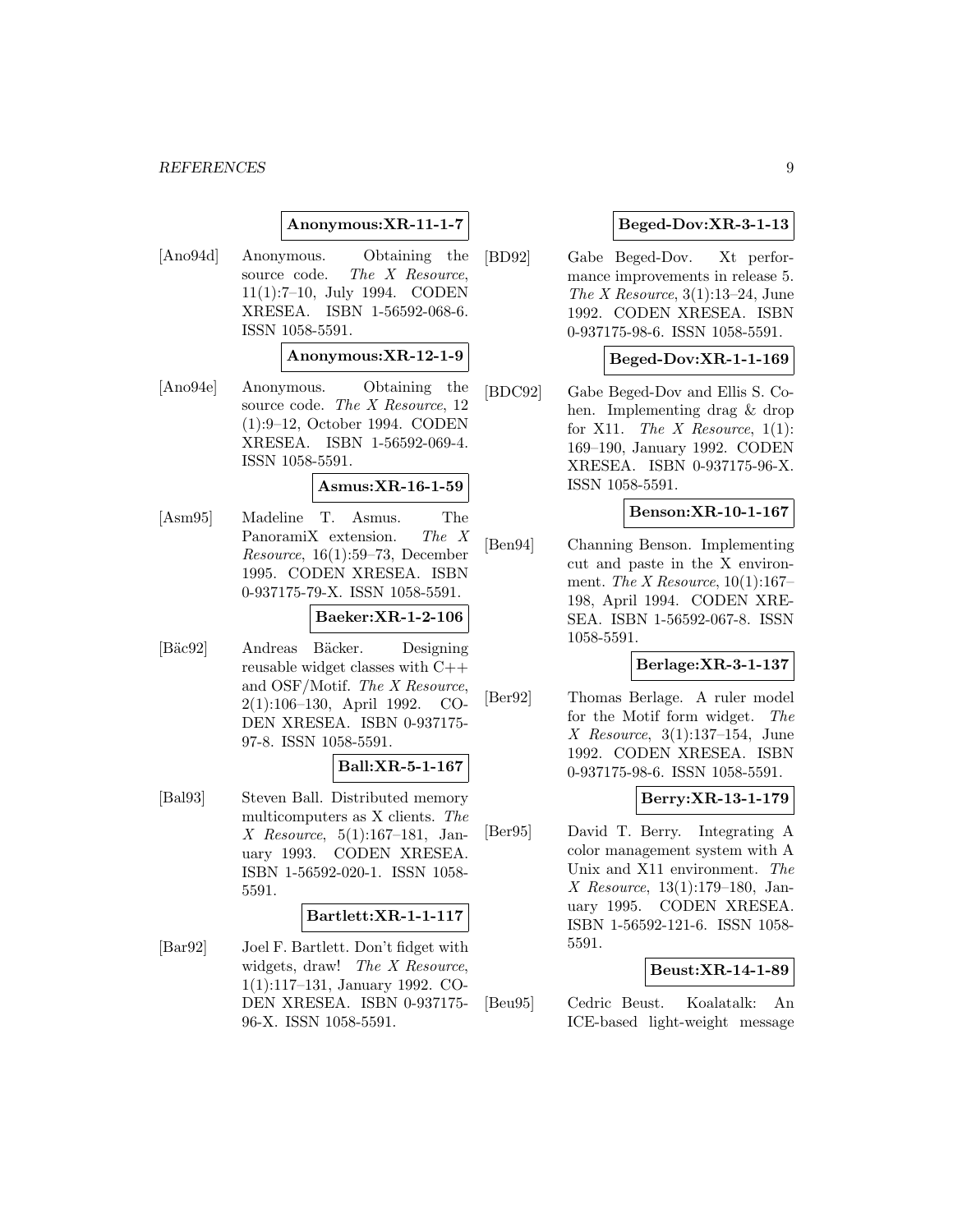**Anonymous:XR-11-1-7**

[Ano94d] Anonymous. Obtaining the source code. *The X Resource*, 11(1):7–10, July 1994. CODEN XRESEA. ISBN 1-56592-068-6. ISSN 1058-5591.

**Anonymous:XR-12-1-9**

[Ano94e] Anonymous. Obtaining the source code. *The X Resource*, 12 (1):9–12, October 1994. CODEN XRESEA. ISBN 1-56592-069-4. ISSN 1058-5591.

**Asmus:XR-16-1-59**

[Asm95] Madeline T. Asmus. The PanoramiX extension. *The X Resource*, 16(1):59–73, December 1995. CODEN XRESEA. ISBN 0-937175-79-X. ISSN 1058-5591.

**Baeker:XR-1-2-106**

[Bäc92] Andreas Bäcker. Designing reusable widget classes with C++ and OSF/Motif. *The X Resource*, 2(1):106–130, April 1992. CODEN XRESEA. ISBN 0-937175-97-8. ISSN 1058-5591.

**Ball:XR-5-1-167**

[Bal93] Steven Ball. Distributed memory multicomputers as X clients. *The X Resource*, 5(1):167–181, January 1993. CODEN XRESEA. ISBN 1-56592-020-1. ISSN 1058-5591.

**Bartlett:XR-1-1-117**

[Bar92] Joel F. Bartlett. Don't fidget with widgets, draw! *The X Resource*, 1(1):117–131, January 1992. CODEN XRESEA. ISBN 0-937175-96-X. ISSN 1058-5591.

**Beged-Dov:XR-3-1-13**

[BD92] Gabe Beged-Dov. Xt performance improvements in release 5. *The X Resource*, 3(1):13–24, June 1992. CODEN XRESEA. ISBN 0-937175-98-6. ISSN 1058-5591.

**Beged-Dov:XR-1-1-169**

[BDC92] Gabe Beged-Dov and Ellis S. Cohen. Implementing drag & drop for X11. *The X Resource*, 1(1): 169–190, January 1992. CODEN XRESEA. ISBN 0-937175-96-X. ISSN 1058-5591.

**Benson:XR-10-1-167**

[Ben94] Channing Benson. Implementing cut and paste in the X environment. *The X Resource*, 10(1):167–198, April 1994. CODEN XRESEA. ISBN 1-56592-067-8. ISSN 1058-5591.

**Berlage:XR-3-1-137**

[Ber92] Thomas Berlage. A ruler model for the Motif form widget. *The X Resource*, 3(1):137–154, June 1992. CODEN XRESEA. ISBN 0-937175-98-6. ISSN 1058-5591.

**Berry:XR-13-1-179**

[Ber95] David T. Berry. Integrating A color management system with A Unix and X11 environment. *The X Resource*, 13(1):179–180, January 1995. CODEN XRESEA. ISBN 1-56592-121-6. ISSN 1058-5591.

**Beust:XR-14-1-89**

[Beu95] Cedric Beust. Koalatalk: An ICE-based light-weight message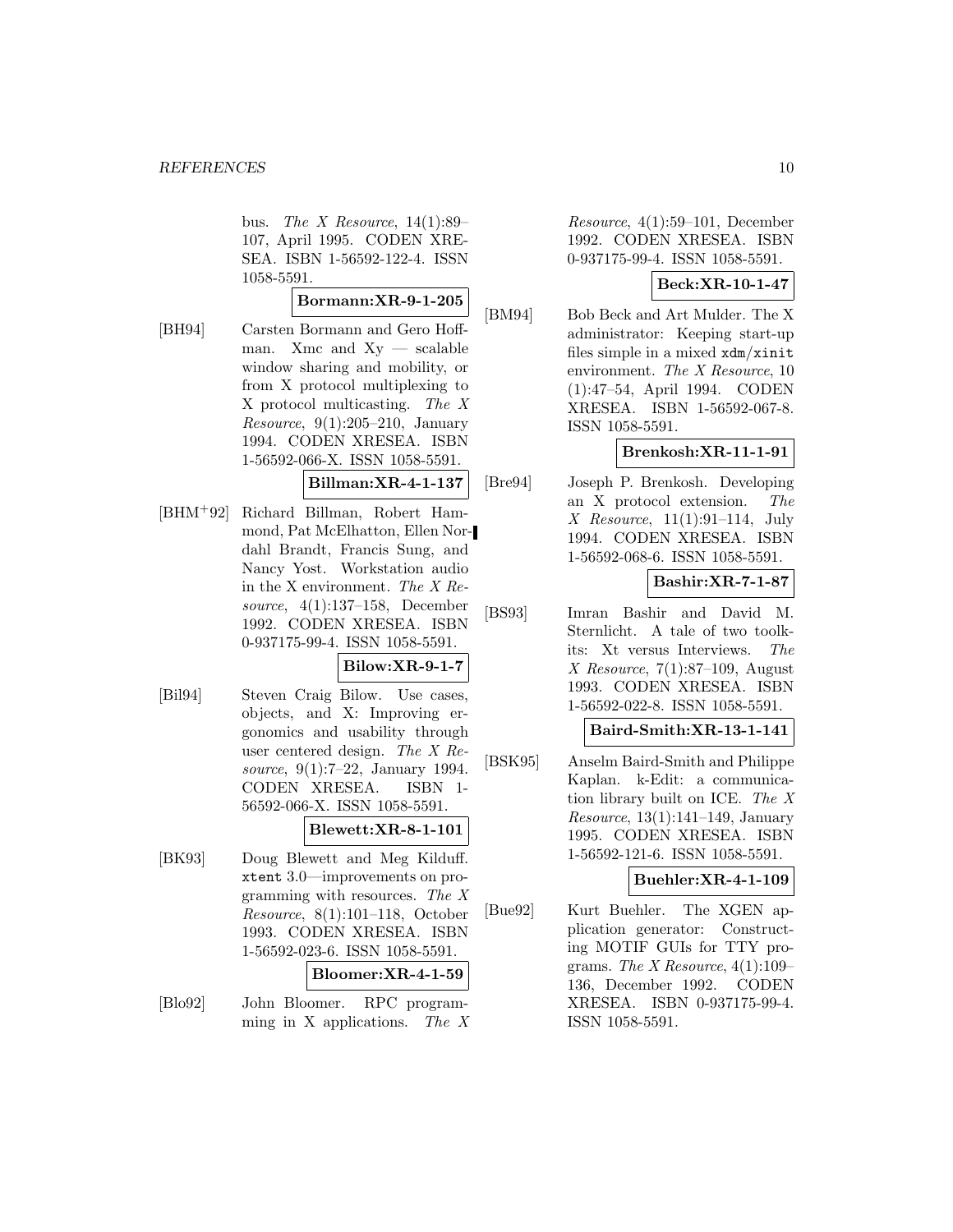bus. *The X Resource*, 14(1):89–107, April 1995. CODEN XRESEA. ISBN 1-56592-122-4. ISSN 1058-5591.

**Bormann:XR-9-1-205**

[BH94] Carsten Bormann and Gero Hoffman. Xmc and Xy — scalable window sharing and mobility, or from X protocol multiplexing to X protocol multicasting. *The X Resource*, 9(1):205–210, January 1994. CODEN XRESEA. ISBN 1-56592-066-X. ISSN 1058-5591.

**Billman:XR-4-1-137**

[BHM+92] Richard Billman, Robert Hammond, Pat McElhatton, Ellen Nordahl Brandt, Francis Sung, and Nancy Yost. Workstation audio in the X environment. *The X Resource*, 4(1):137–158, December 1992. CODEN XRESEA. ISBN 0-937175-99-4. ISSN 1058-5591.

**Bilow:XR-9-1-7**

[Bil94] Steven Craig Bilow. Use cases, objects, and X: Improving ergonomics and usability through user centered design. *The X Resource*, 9(1):7–22, January 1994. CODEN XRESEA. ISBN 1-56592-066-X. ISSN 1058-5591.

**Blewett:XR-8-1-101**

[BK93] Doug Blewett and Meg Kilduff. `xtent` 3.0—improvements on programming with resources. *The X Resource*, 8(1):101–118, October 1993. CODEN XRESEA. ISBN 1-56592-023-6. ISSN 1058-5591.

**Bloomer:XR-4-1-59**

[Blo92] John Bloomer. RPC programming in X applications. *The X Resource*, 4(1):59–101, December 1992. CODEN XRESEA. ISBN 0-937175-99-4. ISSN 1058-5591.

**Beck:XR-10-1-47**

[BM94] Bob Beck and Art Mulder. The X administrator: Keeping start-up files simple in a mixed `xdm`/`xinit` environment. *The X Resource*, 10 (1):47–54, April 1994. CODEN XRESEA. ISBN 1-56592-067-8. ISSN 1058-5591.

**Brenkosh:XR-11-1-91**

[Bre94] Joseph P. Brenkosh. Developing an X protocol extension. *The X Resource*, 11(1):91–114, July 1994. CODEN XRESEA. ISBN 1-56592-068-6. ISSN 1058-5591.

**Bashir:XR-7-1-87**

[BS93] Imran Bashir and David M. Sternlicht. A tale of two toolkits: Xt versus Interviews. *The X Resource*, 7(1):87–109, August 1993. CODEN XRESEA. ISBN 1-56592-022-8. ISSN 1058-5591.

**Baird-Smith:XR-13-1-141**

[BSK95] Anselm Baird-Smith and Philippe Kaplan. k-Edit: a communication library built on ICE. *The X Resource*, 13(1):141–149, January 1995. CODEN XRESEA. ISBN 1-56592-121-6. ISSN 1058-5591.

**Buehler:XR-4-1-109**

[Bue92] Kurt Buehler. The XGEN application generator: Constructing MOTIF GUIs for TTY programs. *The X Resource*, 4(1):109–136, December 1992. CODEN XRESEA. ISBN 0-937175-99-4. ISSN 1058-5591.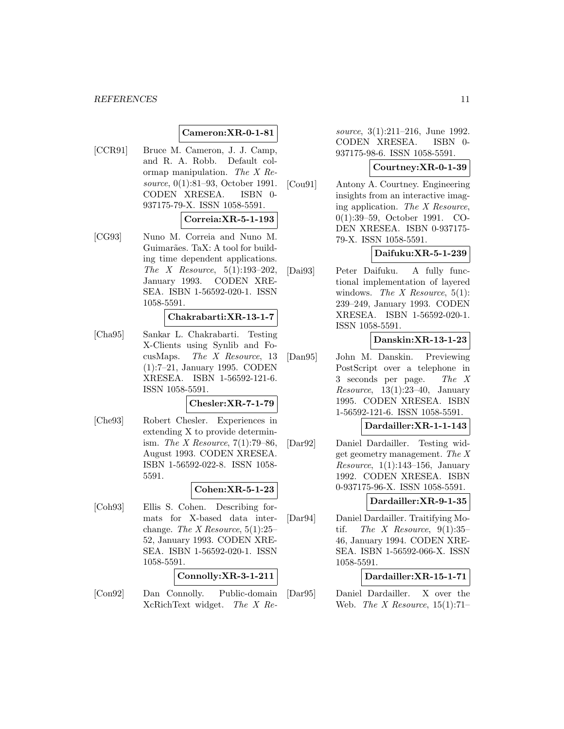**Cameron:XR-0-1-81**

[CCR91] Bruce M. Cameron, J. J. Camp, and R. A. Robb. Default colormap manipulation. *The X Resource*, 0(1):81–93, October 1991. CODEN XRESEA. ISBN 0-937175-79-X. ISSN 1058-5591.

**Correia:XR-5-1-193**

[CG93] Nuno M. Correia and Nuno M. Guimarães. TaX: A tool for building time dependent applications. *The X Resource*, 5(1):193–202, January 1993. CODEN XRESEA. ISBN 1-56592-020-1. ISSN 1058-5591.

**Chakrabarti:XR-13-1-7**

[Cha95] Sankar L. Chakrabarti. Testing X-Clients using Synlib and FocusMaps. *The X Resource*, 13 (1):7–21, January 1995. CODEN XRESEA. ISBN 1-56592-121-6. ISSN 1058-5591.

**Chesler:XR-7-1-79**

[Che93] Robert Chesler. Experiences in extending X to provide determinism. *The X Resource*, 7(1):79–86, August 1993. CODEN XRESEA. ISBN 1-56592-022-8. ISSN 1058-5591.

**Cohen:XR-5-1-23**

[Coh93] Ellis S. Cohen. Describing formats for X-based data interchange. *The X Resource*, 5(1):25–52, January 1993. CODEN XRESEA. ISBN 1-56592-020-1. ISSN 1058-5591.

**Connolly:XR-3-1-211**

[Con92] Dan Connolly. Public-domain XcRichText widget. *The X Resource*, 3(1):211–216, June 1992. CODEN XRESEA. ISBN 0-937175-98-6. ISSN 1058-5591.

**Courtney:XR-0-1-39**

[Cou91] Antony A. Courtney. Engineering insights from an interactive imaging application. *The X Resource*, 0(1):39–59, October 1991. CODEN XRESEA. ISBN 0-937175-79-X. ISSN 1058-5591.

**Daifuku:XR-5-1-239**

[Dai93] Peter Daifuku. A fully functional implementation of layered windows. *The X Resource*, 5(1): 239–249, January 1993. CODEN XRESEA. ISBN 1-56592-020-1. ISSN 1058-5591.

**Danskin:XR-13-1-23**

[Dan95] John M. Danskin. Previewing PostScript over a telephone in 3 seconds per page. *The X Resource*, 13(1):23–40, January 1995. CODEN XRESEA. ISBN 1-56592-121-6. ISSN 1058-5591.

**Dardailler:XR-1-1-143**

[Dar92] Daniel Dardailler. Testing widget geometry management. *The X Resource*, 1(1):143–156, January 1992. CODEN XRESEA. ISBN 0-937175-96-X. ISSN 1058-5591.

**Dardailler:XR-9-1-35**

[Dar94] Daniel Dardailler. Traitifying Motif. *The X Resource*, 9(1):35–46, January 1994. CODEN XRESEA. ISBN 1-56592-066-X. ISSN 1058-5591.

**Dardailler:XR-15-1-71**

[Dar95] Daniel Dardailler. X over the Web. *The X Resource*, 15(1):71–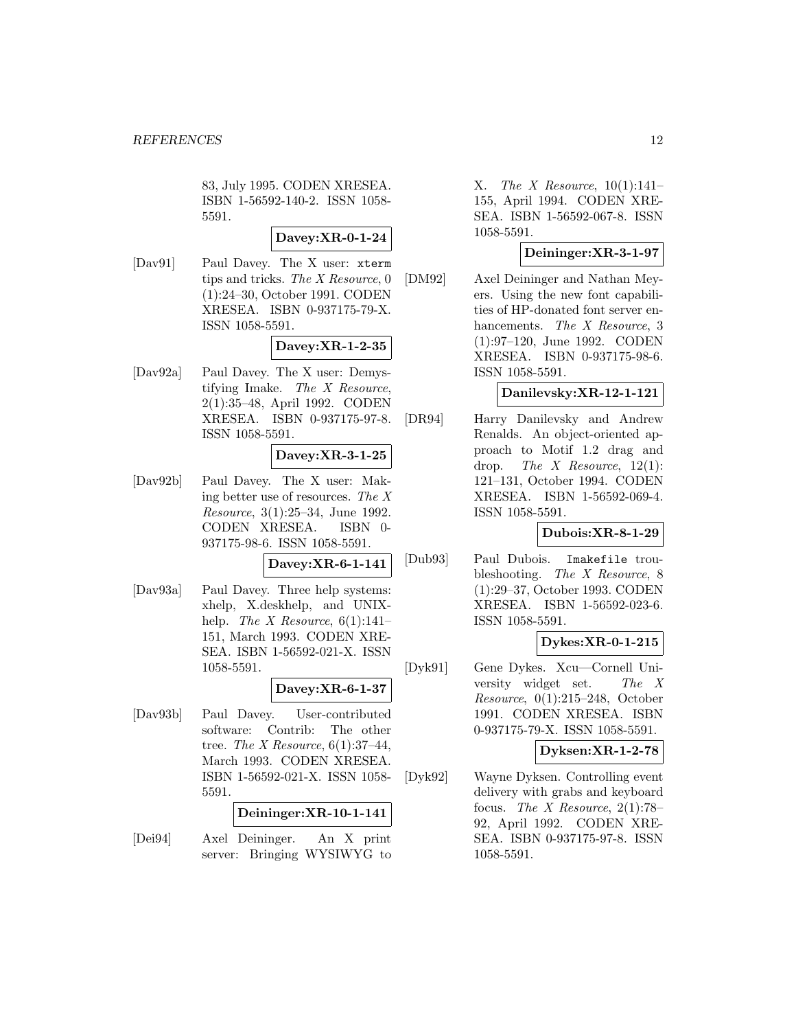83, July 1995. CODEN XRESEA. ISBN 1-56592-140-2. ISSN 1058-5591.

**Davey:XR-0-1-24**

[Dav91] Paul Davey. The X user: `xterm` tips and tricks. *The X Resource*, 0 (1):24–30, October 1991. CODEN XRESEA. ISBN 0-937175-79-X. ISSN 1058-5591.

**Davey:XR-1-2-35**

[Dav92a] Paul Davey. The X user: Demystifying Imake. *The X Resource*, 2(1):35–48, April 1992. CODEN XRESEA. ISBN 0-937175-97-8. ISSN 1058-5591.

**Davey:XR-3-1-25**

[Dav92b] Paul Davey. The X user: Making better use of resources. *The X Resource*, 3(1):25–34, June 1992. CODEN XRESEA. ISBN 0-937175-98-6. ISSN 1058-5591.

**Davey:XR-6-1-141**

[Dav93a] Paul Davey. Three help systems: xhelp, X.deskhelp, and UNIXhelp. *The X Resource*, 6(1):141–151, March 1993. CODEN XRESEA. ISBN 1-56592-021-X. ISSN 1058-5591.

**Davey:XR-6-1-37**

[Dav93b] Paul Davey. User-contributed software: Contrib: The other tree. *The X Resource*, 6(1):37–44, March 1993. CODEN XRESEA. ISBN 1-56592-021-X. ISSN 1058-5591.

**Deininger:XR-10-1-141**

[Dei94] Axel Deininger. An X print server: Bringing WYSIWYG to X. *The X Resource*, 10(1):141–155, April 1994. CODEN XRESEA. ISBN 1-56592-067-8. ISSN 1058-5591.

**Deininger:XR-3-1-97**

[DM92] Axel Deininger and Nathan Meyers. Using the new font capabilities of HP-donated font server enhancements. *The X Resource*, 3 (1):97–120, June 1992. CODEN XRESEA. ISBN 0-937175-98-6. ISSN 1058-5591.

**Danilevsky:XR-12-1-121**

[DR94] Harry Danilevsky and Andrew Renalds. An object-oriented approach to Motif 1.2 drag and drop. *The X Resource*, 12(1): 121–131, October 1994. CODEN XRESEA. ISBN 1-56592-069-4. ISSN 1058-5591.

**Dubois:XR-8-1-29**

[Dub93] Paul Dubois. `Imakefile` troubleshooting. *The X Resource*, 8 (1):29–37, October 1993. CODEN XRESEA. ISBN 1-56592-023-6. ISSN 1058-5591.

**Dykes:XR-0-1-215**

[Dyk91] Gene Dykes. Xcu—Cornell University widget set. *The X Resource*, 0(1):215–248, October 1991. CODEN XRESEA. ISBN 0-937175-79-X. ISSN 1058-5591.

**Dyksen:XR-1-2-78**

[Dyk92] Wayne Dyksen. Controlling event delivery with grabs and keyboard focus. *The X Resource*, 2(1):78–92, April 1992. CODEN XRESEA. ISBN 0-937175-97-8. ISSN 1058-5591.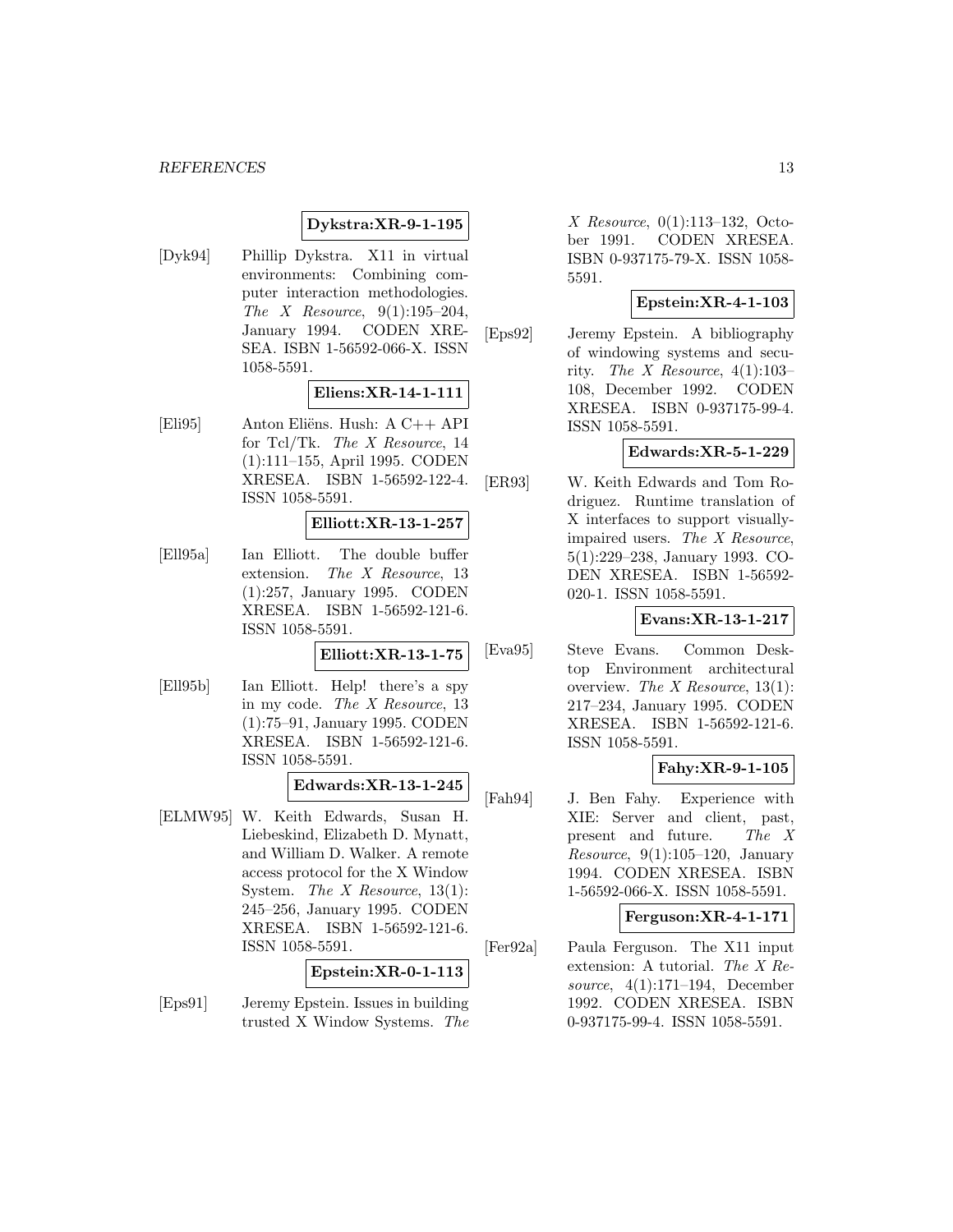**Dykstra:XR-9-1-195**

[Dyk94] Phillip Dykstra. X11 in virtual environments: Combining computer interaction methodologies. *The X Resource*, 9(1):195–204, January 1994. CODEN XRESEA. ISBN 1-56592-066-X. ISSN 1058-5591.

**Eliens:XR-14-1-111**

[Eli95] Anton Eliëns. Hush: A C++ API for Tcl/Tk. *The X Resource*, 14 (1):111–155, April 1995. CODEN XRESEA. ISBN 1-56592-122-4. ISSN 1058-5591.

**Elliott:XR-13-1-257**

[Ell95a] Ian Elliott. The double buffer extension. *The X Resource*, 13 (1):257, January 1995. CODEN XRESEA. ISBN 1-56592-121-6. ISSN 1058-5591.

**Elliott:XR-13-1-75**

[Ell95b] Ian Elliott. Help! there's a spy in my code. *The X Resource*, 13 (1):75–91, January 1995. CODEN XRESEA. ISBN 1-56592-121-6. ISSN 1058-5591.

**Edwards:XR-13-1-245**

[ELMW95] W. Keith Edwards, Susan H. Liebeskind, Elizabeth D. Mynatt, and William D. Walker. A remote access protocol for the X Window System. *The X Resource*, 13(1): 245–256, January 1995. CODEN XRESEA. ISBN 1-56592-121-6. ISSN 1058-5591.

**Epstein:XR-0-1-113**

[Eps91] Jeremy Epstein. Issues in building trusted X Window Systems. *The X Resource*, 0(1):113–132, October 1991. CODEN XRESEA. ISBN 0-937175-79-X. ISSN 1058-5591.

**Epstein:XR-4-1-103**

[Eps92] Jeremy Epstein. A bibliography of windowing systems and security. *The X Resource*, 4(1):103–108, December 1992. CODEN XRESEA. ISBN 0-937175-99-4. ISSN 1058-5591.

**Edwards:XR-5-1-229**

[ER93] W. Keith Edwards and Tom Rodriguez. Runtime translation of X interfaces to support visually-impaired users. *The X Resource*, 5(1):229–238, January 1993. CODEN XRESEA. ISBN 1-56592-020-1. ISSN 1058-5591.

**Evans:XR-13-1-217**

[Eva95] Steve Evans. Common Desktop Environment architectural overview. *The X Resource*, 13(1): 217–234, January 1995. CODEN XRESEA. ISBN 1-56592-121-6. ISSN 1058-5591.

**Fahy:XR-9-1-105**

[Fah94] J. Ben Fahy. Experience with XIE: Server and client, past, present and future. *The X Resource*, 9(1):105–120, January 1994. CODEN XRESEA. ISBN 1-56592-066-X. ISSN 1058-5591.

**Ferguson:XR-4-1-171**

[Fer92a] Paula Ferguson. The X11 input extension: A tutorial. *The X Resource*, 4(1):171–194, December 1992. CODEN XRESEA. ISBN 0-937175-99-4. ISSN 1058-5591.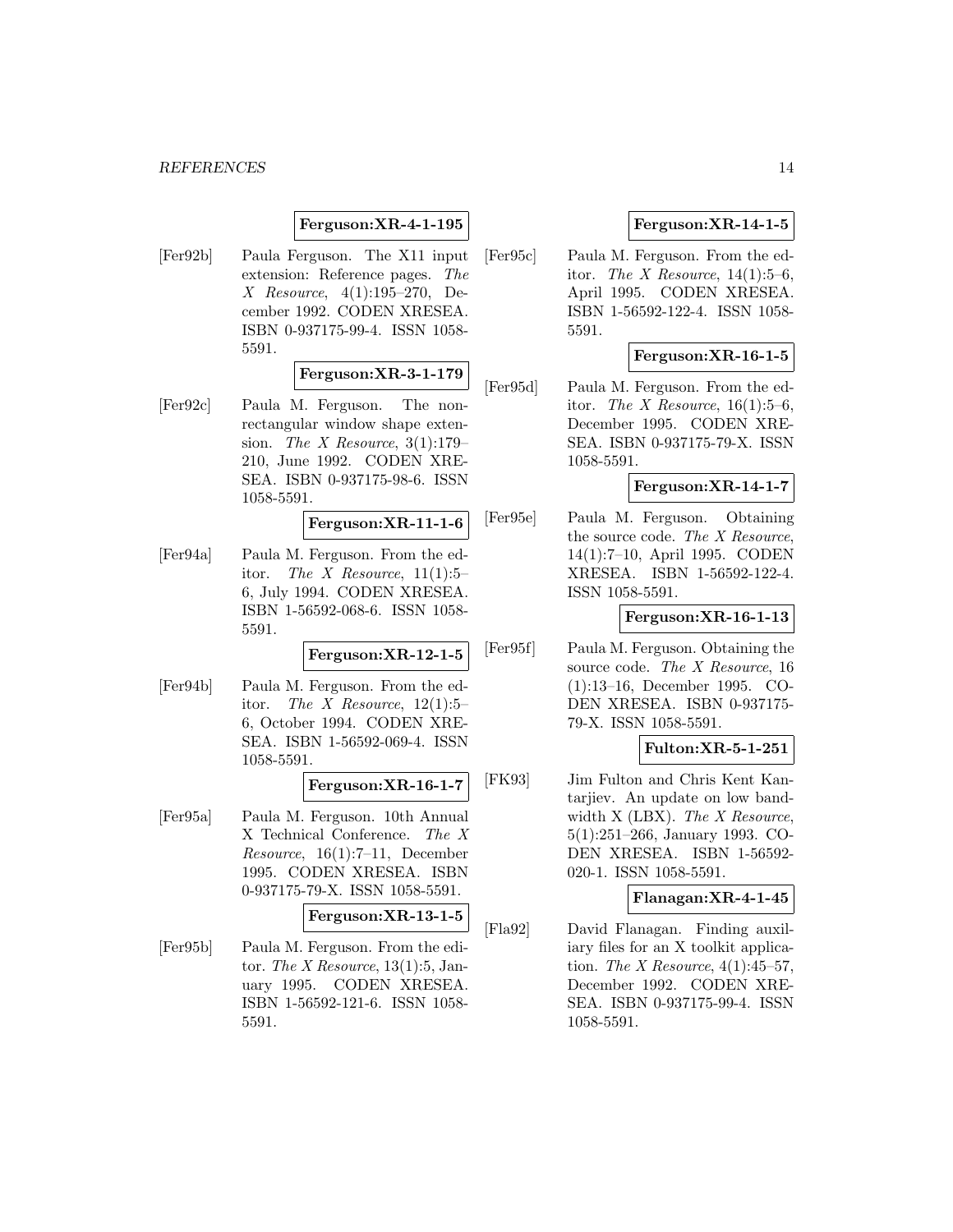**Ferguson:XR-4-1-195**

[Fer92b] Paula Ferguson. The X11 input extension: Reference pages. *The X Resource*, 4(1):195–270, December 1992. CODEN XRESEA. ISBN 0-937175-99-4. ISSN 1058-5591.

**Ferguson:XR-3-1-179**

[Fer92c] Paula M. Ferguson. The nonrectangular window shape extension. *The X Resource*, 3(1):179–210, June 1992. CODEN XRESEA. ISBN 0-937175-98-6. ISSN 1058-5591.

**Ferguson:XR-11-1-6**

[Fer94a] Paula M. Ferguson. From the editor. *The X Resource*, 11(1):5–6, July 1994. CODEN XRESEA. ISBN 1-56592-068-6. ISSN 1058-5591.

**Ferguson:XR-12-1-5**

[Fer94b] Paula M. Ferguson. From the editor. *The X Resource*, 12(1):5–6, October 1994. CODEN XRESEA. ISBN 1-56592-069-4. ISSN 1058-5591.

**Ferguson:XR-16-1-7**

[Fer95a] Paula M. Ferguson. 10th Annual X Technical Conference. *The X Resource*, 16(1):7–11, December 1995. CODEN XRESEA. ISBN 0-937175-79-X. ISSN 1058-5591.

**Ferguson:XR-13-1-5**

[Fer95b] Paula M. Ferguson. From the editor. *The X Resource*, 13(1):5, January 1995. CODEN XRESEA. ISBN 1-56592-121-6. ISSN 1058-5591.

**Ferguson:XR-14-1-5**

[Fer95c] Paula M. Ferguson. From the editor. *The X Resource*, 14(1):5–6, April 1995. CODEN XRESEA. ISBN 1-56592-122-4. ISSN 1058-5591.

**Ferguson:XR-16-1-5**

[Fer95d] Paula M. Ferguson. From the editor. *The X Resource*, 16(1):5–6, December 1995. CODEN XRESEA. ISBN 0-937175-79-X. ISSN 1058-5591.

**Ferguson:XR-14-1-7**

[Fer95e] Paula M. Ferguson. Obtaining the source code. *The X Resource*, 14(1):7–10, April 1995. CODEN XRESEA. ISBN 1-56592-122-4. ISSN 1058-5591.

**Ferguson:XR-16-1-13**

[Fer95f] Paula M. Ferguson. Obtaining the source code. *The X Resource*, 16 (1):13–16, December 1995. CODEN XRESEA. ISBN 0-937175-79-X. ISSN 1058-5591.

**Fulton:XR-5-1-251**

[FK93] Jim Fulton and Chris Kent Kantarjiev. An update on low bandwidth X (LBX). *The X Resource*, 5(1):251–266, January 1993. CODEN XRESEA. ISBN 1-56592-020-1. ISSN 1058-5591.

**Flanagan:XR-4-1-45**

[Fla92] David Flanagan. Finding auxiliary files for an X toolkit application. *The X Resource*, 4(1):45–57, December 1992. CODEN XRESEA. ISBN 0-937175-99-4. ISSN 1058-5591.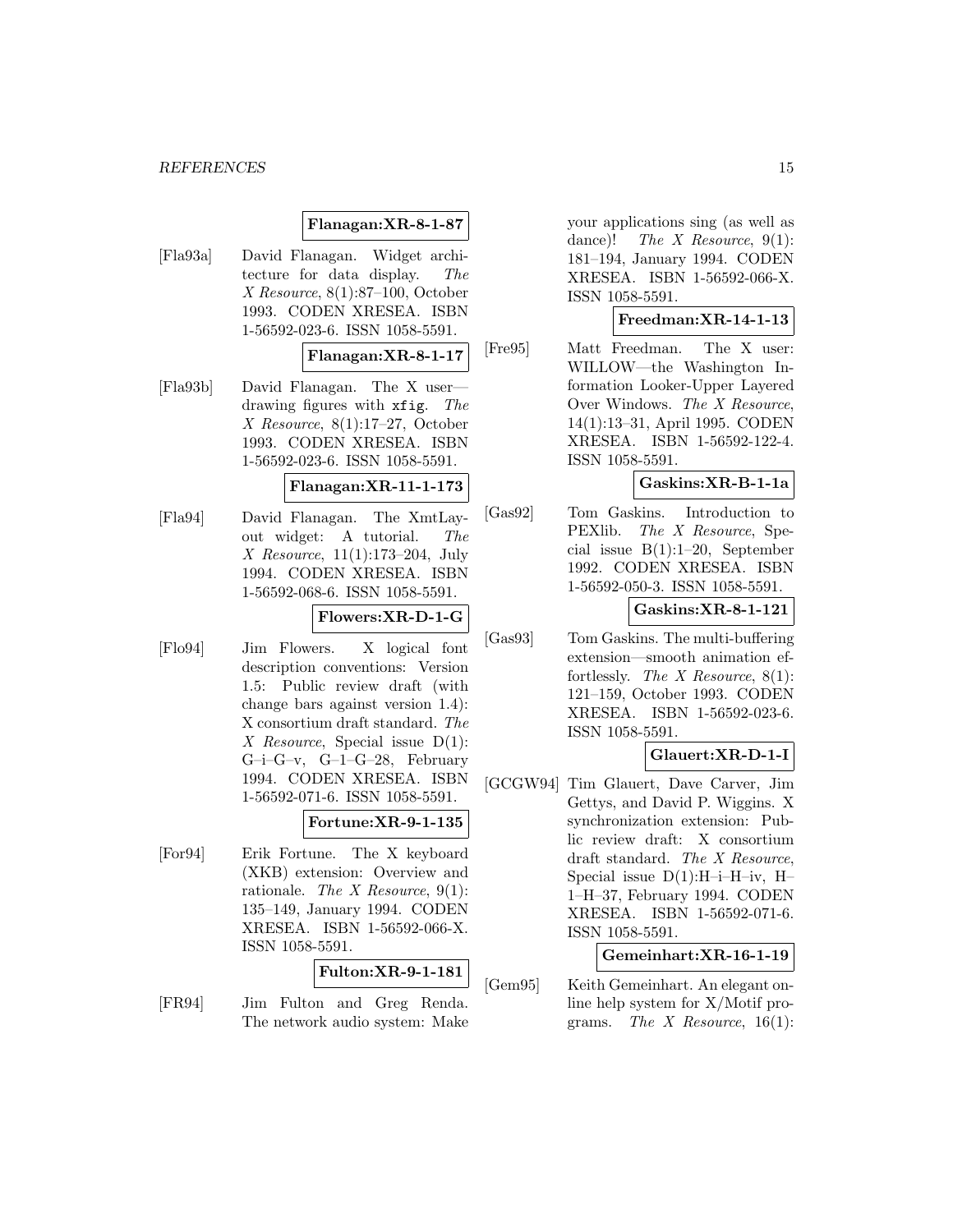**Flanagan:XR-8-1-87**

[Fla93a] David Flanagan. Widget architecture for data display. *The X Resource*, 8(1):87–100, October 1993. CODEN XRESEA. ISBN 1-56592-023-6. ISSN 1058-5591.

**Flanagan:XR-8-1-17**

[Fla93b] David Flanagan. The X user—drawing figures with `xfig`. *The X Resource*, 8(1):17–27, October 1993. CODEN XRESEA. ISBN 1-56592-023-6. ISSN 1058-5591.

**Flanagan:XR-11-1-173**

[Fla94] David Flanagan. The XmtLayout widget: A tutorial. *The X Resource*, 11(1):173–204, July 1994. CODEN XRESEA. ISBN 1-56592-068-6. ISSN 1058-5591.

**Flowers:XR-D-1-G**

[Flo94] Jim Flowers. X logical font description conventions: Version 1.5: Public review draft (with change bars against version 1.4): X consortium draft standard. *The X Resource*, Special issue D(1): G–i–G–v, G–1–G–28, February 1994. CODEN XRESEA. ISBN 1-56592-071-6. ISSN 1058-5591.

**Fortune:XR-9-1-135**

[For94] Erik Fortune. The X keyboard (XKB) extension: Overview and rationale. *The X Resource*, 9(1): 135–149, January 1994. CODEN XRESEA. ISBN 1-56592-066-X. ISSN 1058-5591.

**Fulton:XR-9-1-181**

[FR94] Jim Fulton and Greg Renda. The network audio system: Make your applications sing (as well as dance)! *The X Resource*, 9(1): 181–194, January 1994. CODEN XRESEA. ISBN 1-56592-066-X. ISSN 1058-5591.

**Freedman:XR-14-1-13**

[Fre95] Matt Freedman. The X user: WILLOW—the Washington Information Looker-Upper Layered Over Windows. *The X Resource*, 14(1):13–31, April 1995. CODEN XRESEA. ISBN 1-56592-122-4. ISSN 1058-5591.

**Gaskins:XR-B-1-1a**

[Gas92] Tom Gaskins. Introduction to PEXlib. *The X Resource*, Special issue B(1):1–20, September 1992. CODEN XRESEA. ISBN 1-56592-050-3. ISSN 1058-5591.

**Gaskins:XR-8-1-121**

[Gas93] Tom Gaskins. The multi-buffering extension—smooth animation effortlessly. *The X Resource*, 8(1): 121–159, October 1993. CODEN XRESEA. ISBN 1-56592-023-6. ISSN 1058-5591.

**Glauert:XR-D-1-I**

[GCGW94] Tim Glauert, Dave Carver, Jim Gettys, and David P. Wiggins. X synchronization extension: Public review draft: X consortium draft standard. *The X Resource*, Special issue D(1):H–i–H–iv, H–1–H–37, February 1994. CODEN XRESEA. ISBN 1-56592-071-6. ISSN 1058-5591.

**Gemeinhart:XR-16-1-19**

[Gem95] Keith Gemeinhart. An elegant online help system for X/Motif programs. *The X Resource*, 16(1):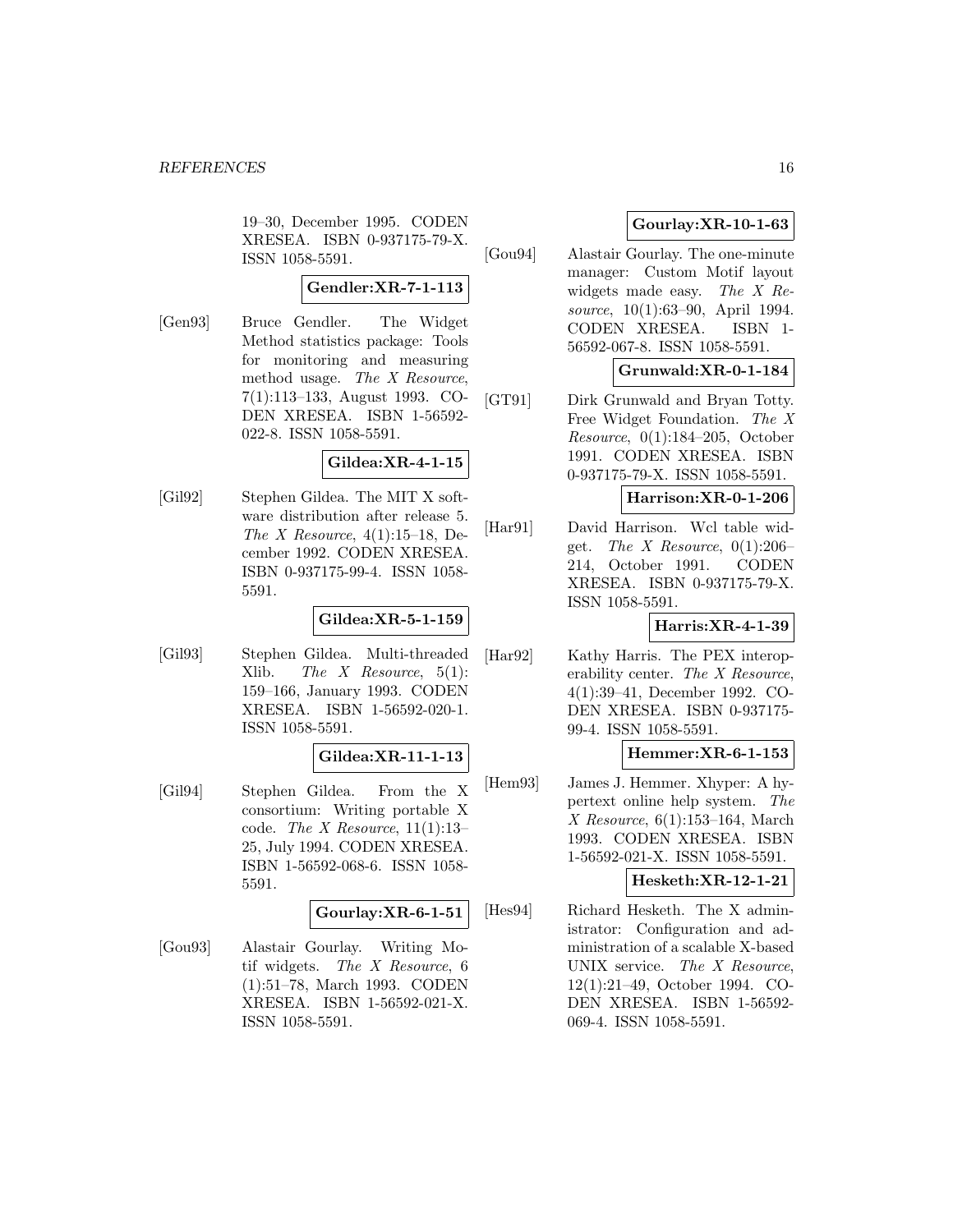19–30, December 1995. CODEN XRESEA. ISBN 0-937175-79-X. ISSN 1058-5591.

**Gendler:XR-7-1-113**

[Gen93] Bruce Gendler. The Widget Method statistics package: Tools for monitoring and measuring method usage. *The X Resource*, 7(1):113–133, August 1993. CODEN XRESEA. ISBN 1-56592-022-8. ISSN 1058-5591.

**Gildea:XR-4-1-15**

[Gil92] Stephen Gildea. The MIT X software distribution after release 5. *The X Resource*, 4(1):15–18, December 1992. CODEN XRESEA. ISBN 0-937175-99-4. ISSN 1058-5591.

**Gildea:XR-5-1-159**

[Gil93] Stephen Gildea. Multi-threaded Xlib. *The X Resource*, 5(1): 159–166, January 1993. CODEN XRESEA. ISBN 1-56592-020-1. ISSN 1058-5591.

**Gildea:XR-11-1-13**

[Gil94] Stephen Gildea. From the X consortium: Writing portable X code. *The X Resource*, 11(1):13–25, July 1994. CODEN XRESEA. ISBN 1-56592-068-6. ISSN 1058-5591.

**Gourlay:XR-6-1-51**

[Gou93] Alastair Gourlay. Writing Motif widgets. *The X Resource*, 6 (1):51–78, March 1993. CODEN XRESEA. ISBN 1-56592-021-X. ISSN 1058-5591.

**Gourlay:XR-10-1-63**

[Gou94] Alastair Gourlay. The one-minute manager: Custom Motif layout widgets made easy. *The X Resource*, 10(1):63–90, April 1994. CODEN XRESEA. ISBN 1-56592-067-8. ISSN 1058-5591.

**Grunwald:XR-0-1-184**

[GT91] Dirk Grunwald and Bryan Totty. Free Widget Foundation. *The X Resource*, 0(1):184–205, October 1991. CODEN XRESEA. ISBN 0-937175-79-X. ISSN 1058-5591.

**Harrison:XR-0-1-206**

[Har91] David Harrison. Wcl table widget. *The X Resource*, 0(1):206–214, October 1991. CODEN XRESEA. ISBN 0-937175-79-X. ISSN 1058-5591.

**Harris:XR-4-1-39**

[Har92] Kathy Harris. The PEX interoperability center. *The X Resource*, 4(1):39–41, December 1992. CODEN XRESEA. ISBN 0-937175-99-4. ISSN 1058-5591.

**Hemmer:XR-6-1-153**

[Hem93] James J. Hemmer. Xhyper: A hypertext online help system. *The X Resource*, 6(1):153–164, March 1993. CODEN XRESEA. ISBN 1-56592-021-X. ISSN 1058-5591.

**Hesketh:XR-12-1-21**

[Hes94] Richard Hesketh. The X administrator: Configuration and administration of a scalable X-based UNIX service. *The X Resource*, 12(1):21–49, October 1994. CODEN XRESEA. ISBN 1-56592-069-4. ISSN 1058-5591.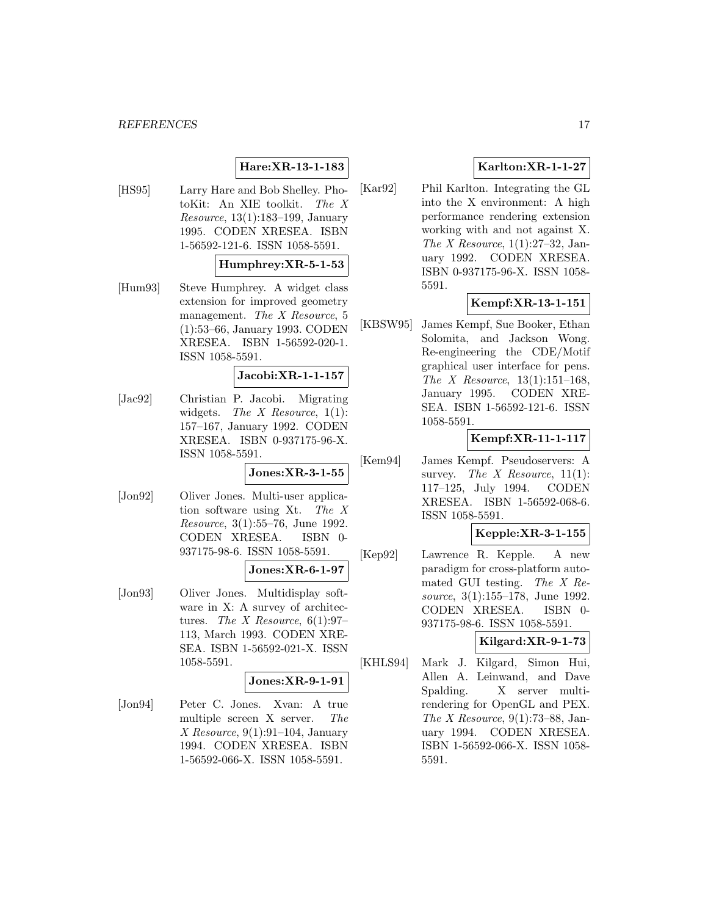**Hare:XR-13-1-183**

[HS95] Larry Hare and Bob Shelley. PhotoKit: An XIE toolkit. *The X Resource*, 13(1):183–199, January 1995. CODEN XRESEA. ISBN 1-56592-121-6. ISSN 1058-5591.

**Humphrey:XR-5-1-53**

[Hum93] Steve Humphrey. A widget class extension for improved geometry management. *The X Resource*, 5 (1):53–66, January 1993. CODEN XRESEA. ISBN 1-56592-020-1. ISSN 1058-5591.

**Jacobi:XR-1-1-157**

[Jac92] Christian P. Jacobi. Migrating widgets. *The X Resource*, 1(1): 157–167, January 1992. CODEN XRESEA. ISBN 0-937175-96-X. ISSN 1058-5591.

**Jones:XR-3-1-55**

[Jon92] Oliver Jones. Multi-user application software using Xt. *The X Resource*, 3(1):55–76, June 1992. CODEN XRESEA. ISBN 0-937175-98-6. ISSN 1058-5591.

**Jones:XR-6-1-97**

[Jon93] Oliver Jones. Multidisplay software in X: A survey of architectures. *The X Resource*, 6(1):97–113, March 1993. CODEN XRESEA. ISBN 1-56592-021-X. ISSN 1058-5591.

**Jones:XR-9-1-91**

[Jon94] Peter C. Jones. Xvan: A true multiple screen X server. *The X Resource*, 9(1):91–104, January 1994. CODEN XRESEA. ISBN 1-56592-066-X. ISSN 1058-5591.

**Karlton:XR-1-1-27**

[Kar92] Phil Karlton. Integrating the GL into the X environment: A high performance rendering extension working with and not against X. *The X Resource*, 1(1):27–32, January 1992. CODEN XRESEA. ISBN 0-937175-96-X. ISSN 1058-5591.

**Kempf:XR-13-1-151**

[KBSW95] James Kempf, Sue Booker, Ethan Solomita, and Jackson Wong. Re-engineering the CDE/Motif graphical user interface for pens. *The X Resource*, 13(1):151–168, January 1995. CODEN XRESEA. ISBN 1-56592-121-6. ISSN 1058-5591.

**Kempf:XR-11-1-117**

[Kem94] James Kempf. Pseudoservers: A survey. *The X Resource*, 11(1): 117–125, July 1994. CODEN XRESEA. ISBN 1-56592-068-6. ISSN 1058-5591.

**Kepple:XR-3-1-155**

[Kep92] Lawrence R. Kepple. A new paradigm for cross-platform automated GUI testing. *The X Resource*, 3(1):155–178, June 1992. CODEN XRESEA. ISBN 0-937175-98-6. ISSN 1058-5591.

**Kilgard:XR-9-1-73**

[KHLS94] Mark J. Kilgard, Simon Hui, Allen A. Leinwand, and Dave Spalding. X server multi-rendering for OpenGL and PEX. *The X Resource*, 9(1):73–88, January 1994. CODEN XRESEA. ISBN 1-56592-066-X. ISSN 1058-5591.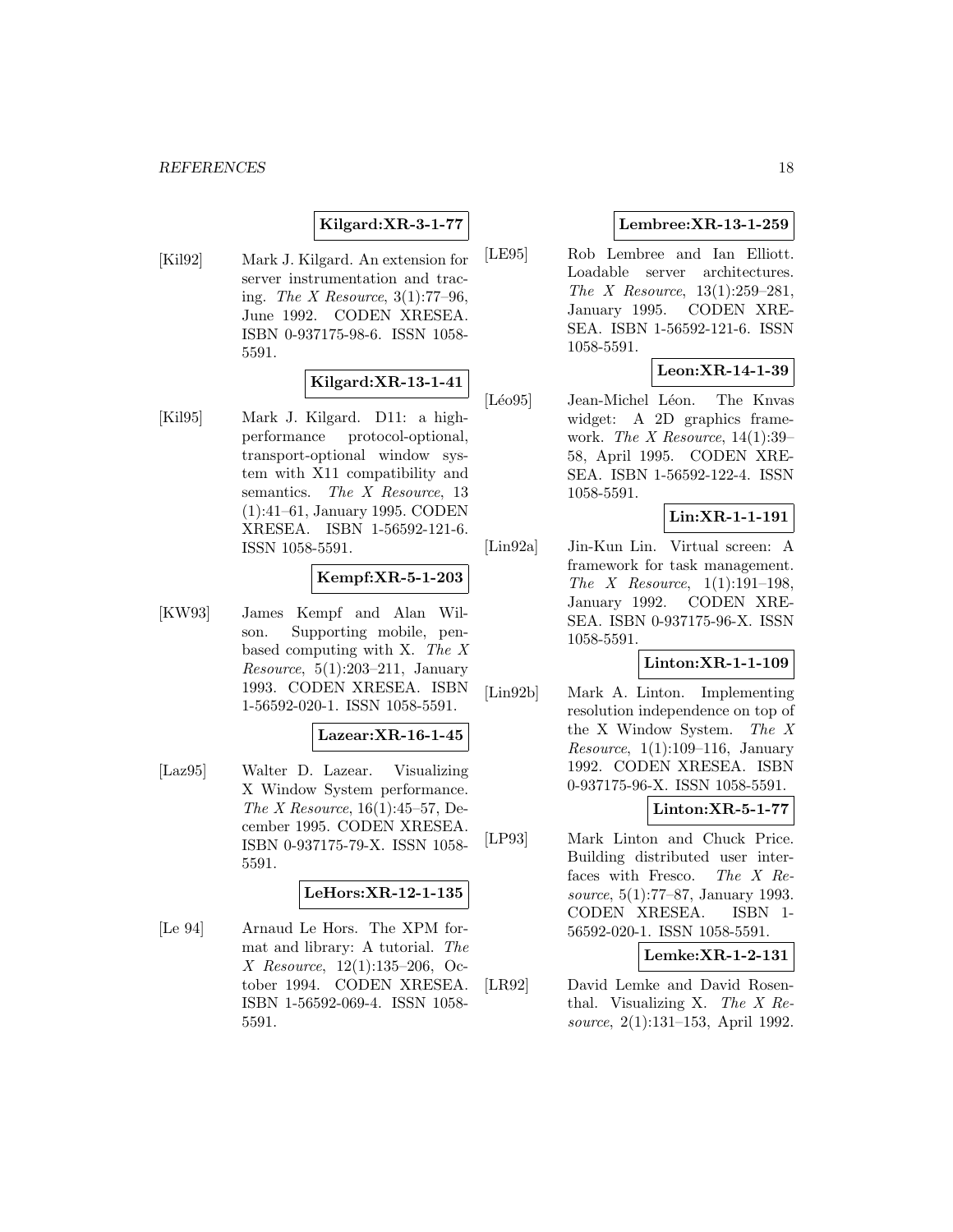**Kilgard:XR-3-1-77**

[Kil92] Mark J. Kilgard. An extension for server instrumentation and tracing. *The X Resource*, 3(1):77–96, June 1992. CODEN XRESEA. ISBN 0-937175-98-6. ISSN 1058-5591.

**Kilgard:XR-13-1-41**

[Kil95] Mark J. Kilgard. D11: a high-performance protocol-optional, transport-optional window system with X11 compatibility and semantics. *The X Resource*, 13 (1):41–61, January 1995. CODEN XRESEA. ISBN 1-56592-121-6. ISSN 1058-5591.

**Kempf:XR-5-1-203**

[KW93] James Kempf and Alan Wilson. Supporting mobile, pen-based computing with X. *The X Resource*, 5(1):203–211, January 1993. CODEN XRESEA. ISBN 1-56592-020-1. ISSN 1058-5591.

**Lazear:XR-16-1-45**

[Laz95] Walter D. Lazear. Visualizing X Window System performance. *The X Resource*, 16(1):45–57, December 1995. CODEN XRESEA. ISBN 0-937175-79-X. ISSN 1058-5591.

**LeHors:XR-12-1-135**

[Le 94] Arnaud Le Hors. The XPM format and library: A tutorial. *The X Resource*, 12(1):135–206, October 1994. CODEN XRESEA. ISBN 1-56592-069-4. ISSN 1058-5591.

**Lembree:XR-13-1-259**

[LE95] Rob Lembree and Ian Elliott. Loadable server architectures. *The X Resource*, 13(1):259–281, January 1995. CODEN XRESEA. ISBN 1-56592-121-6. ISSN 1058-5591.

**Leon:XR-14-1-39**

[Léo95] Jean-Michel Léon. The Knvas widget: A 2D graphics framework. *The X Resource*, 14(1):39–58, April 1995. CODEN XRESEA. ISBN 1-56592-122-4. ISSN 1058-5591.

**Lin:XR-1-1-191**

[Lin92a] Jin-Kun Lin. Virtual screen: A framework for task management. *The X Resource*, 1(1):191–198, January 1992. CODEN XRESEA. ISBN 0-937175-96-X. ISSN 1058-5591.

**Linton:XR-1-1-109**

[Lin92b] Mark A. Linton. Implementing resolution independence on top of the X Window System. *The X Resource*, 1(1):109–116, January 1992. CODEN XRESEA. ISBN 0-937175-96-X. ISSN 1058-5591.

**Linton:XR-5-1-77**

[LP93] Mark Linton and Chuck Price. Building distributed user interfaces with Fresco. *The X Resource*, 5(1):77–87, January 1993. CODEN XRESEA. ISBN 1-56592-020-1. ISSN 1058-5591.

**Lemke:XR-1-2-131**

[LR92] David Lemke and David Rosenthal. Visualizing X. *The X Resource*, 2(1):131–153, April 1992.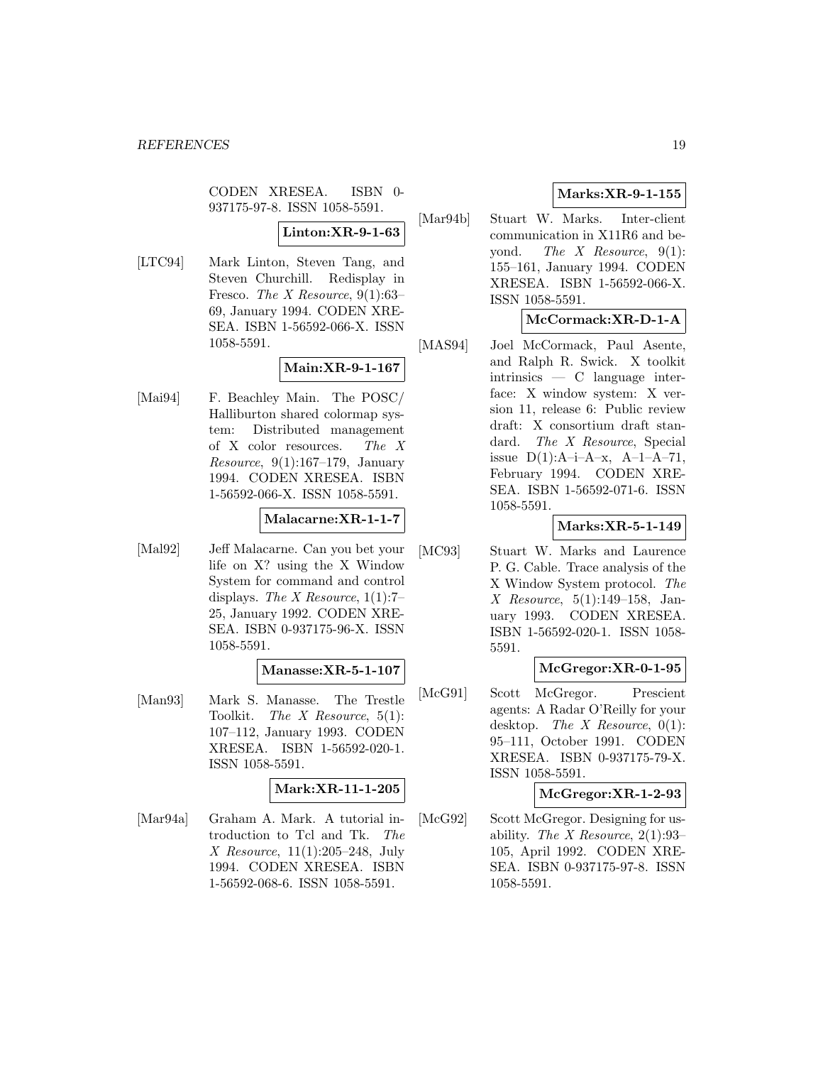CODEN XRESEA. ISBN 0-937175-97-8. ISSN 1058-5591.

**Linton:XR-9-1-63**

[LTC94] Mark Linton, Steven Tang, and Steven Churchill. Redisplay in Fresco. *The X Resource*, 9(1):63–69, January 1994. CODEN XRESEA. ISBN 1-56592-066-X. ISSN 1058-5591.

**Main:XR-9-1-167**

[Mai94] F. Beachley Main. The POSC/ Halliburton shared colormap system: Distributed management of X color resources. *The X Resource*, 9(1):167–179, January 1994. CODEN XRESEA. ISBN 1-56592-066-X. ISSN 1058-5591.

**Malacarne:XR-1-1-7**

[Mal92] Jeff Malacarne. Can you bet your life on X? using the X Window System for command and control displays. *The X Resource*, 1(1):7–25, January 1992. CODEN XRESEA. ISBN 0-937175-96-X. ISSN 1058-5591.

**Manasse:XR-5-1-107**

[Man93] Mark S. Manasse. The Trestle Toolkit. *The X Resource*, 5(1): 107–112, January 1993. CODEN XRESEA. ISBN 1-56592-020-1. ISSN 1058-5591.

**Mark:XR-11-1-205**

[Mar94a] Graham A. Mark. A tutorial introduction to Tcl and Tk. *The X Resource*, 11(1):205–248, July 1994. CODEN XRESEA. ISBN 1-56592-068-6. ISSN 1058-5591.

**Marks:XR-9-1-155**

[Mar94b] Stuart W. Marks. Inter-client communication in X11R6 and beyond. *The X Resource*, 9(1): 155–161, January 1994. CODEN XRESEA. ISBN 1-56592-066-X. ISSN 1058-5591.

**McCormack:XR-D-1-A**

[MAS94] Joel McCormack, Paul Asente, and Ralph R. Swick. X toolkit intrinsics — C language interface: X window system: X version 11, release 6: Public review draft: X consortium draft standard. *The X Resource*, Special issue D(1):A–i–A–x, A–1–A–71, February 1994. CODEN XRESEA. ISBN 1-56592-071-6. ISSN 1058-5591.

**Marks:XR-5-1-149**

[MC93] Stuart W. Marks and Laurence P. G. Cable. Trace analysis of the X Window System protocol. *The X Resource*, 5(1):149–158, January 1993. CODEN XRESEA. ISBN 1-56592-020-1. ISSN 1058-5591.

**McGregor:XR-0-1-95**

[McG91] Scott McGregor. Prescient agents: A Radar O'Reilly for your desktop. *The X Resource*, 0(1): 95–111, October 1991. CODEN XRESEA. ISBN 0-937175-79-X. ISSN 1058-5591.

**McGregor:XR-1-2-93**

[McG92] Scott McGregor. Designing for usability. *The X Resource*, 2(1):93–105, April 1992. CODEN XRESEA. ISBN 0-937175-97-8. ISSN 1058-5591.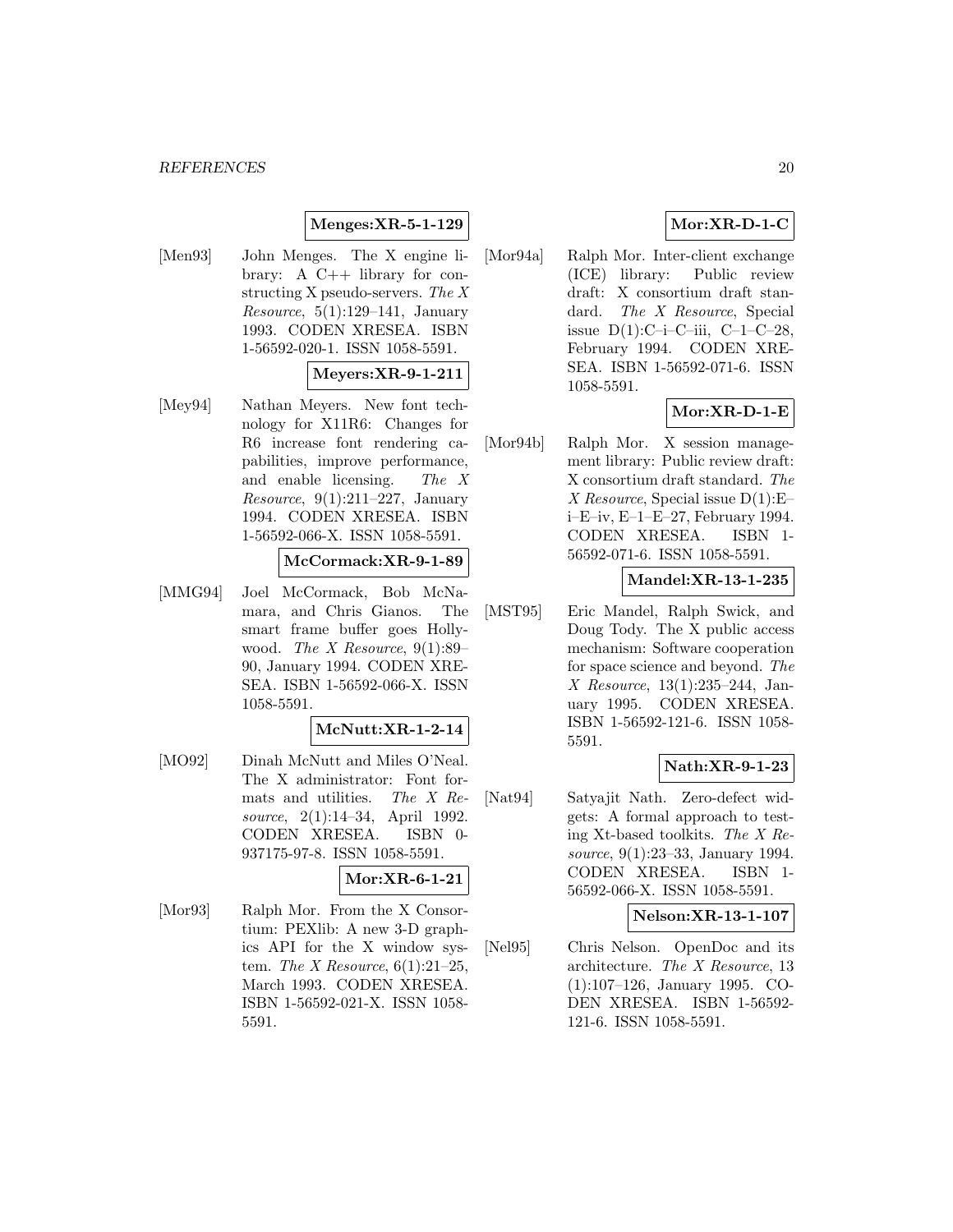**Menges:XR-5-1-129**

[Men93] John Menges. The X engine library: A C++ library for constructing X pseudo-servers. *The X Resource*, 5(1):129–141, January 1993. CODEN XRESEA. ISBN 1-56592-020-1. ISSN 1058-5591.

**Meyers:XR-9-1-211**

[Mey94] Nathan Meyers. New font technology for X11R6: Changes for R6 increase font rendering capabilities, improve performance, and enable licensing. *The X Resource*, 9(1):211–227, January 1994. CODEN XRESEA. ISBN 1-56592-066-X. ISSN 1058-5591.

**McCormack:XR-9-1-89**

[MMG94] Joel McCormack, Bob McNamara, and Chris Gianos. The smart frame buffer goes Hollywood. *The X Resource*, 9(1):89–90, January 1994. CODEN XRESEA. ISBN 1-56592-066-X. ISSN 1058-5591.

**McNutt:XR-1-2-14**

[MO92] Dinah McNutt and Miles O'Neal. The X administrator: Font formats and utilities. *The X Resource*, 2(1):14–34, April 1992. CODEN XRESEA. ISBN 0-937175-97-8. ISSN 1058-5591.

**Mor:XR-6-1-21**

[Mor93] Ralph Mor. From the X Consortium: PEXlib: A new 3-D graphics API for the X window system. *The X Resource*, 6(1):21–25, March 1993. CODEN XRESEA. ISBN 1-56592-021-X. ISSN 1058-5591.

**Mor:XR-D-1-C**

[Mor94a] Ralph Mor. Inter-client exchange (ICE) library: Public review draft: X consortium draft standard. *The X Resource*, Special issue D(1):C–i–C–iii, C–1–C–28, February 1994. CODEN XRESEA. ISBN 1-56592-071-6. ISSN 1058-5591.

**Mor:XR-D-1-E**

[Mor94b] Ralph Mor. X session management library: Public review draft: X consortium draft standard. *The X Resource*, Special issue D(1):E–i–E–iv, E–1–E–27, February 1994. CODEN XRESEA. ISBN 1-56592-071-6. ISSN 1058-5591.

**Mandel:XR-13-1-235**

[MST95] Eric Mandel, Ralph Swick, and Doug Tody. The X public access mechanism: Software cooperation for space science and beyond. *The X Resource*, 13(1):235–244, January 1995. CODEN XRESEA. ISBN 1-56592-121-6. ISSN 1058-5591.

**Nath:XR-9-1-23**

[Nat94] Satyajit Nath. Zero-defect widgets: A formal approach to testing Xt-based toolkits. *The X Resource*, 9(1):23–33, January 1994. CODEN XRESEA. ISBN 1-56592-066-X. ISSN 1058-5591.

**Nelson:XR-13-1-107**

[Nel95] Chris Nelson. OpenDoc and its architecture. *The X Resource*, 13 (1):107–126, January 1995. CODEN XRESEA. ISBN 1-56592-121-6. ISSN 1058-5591.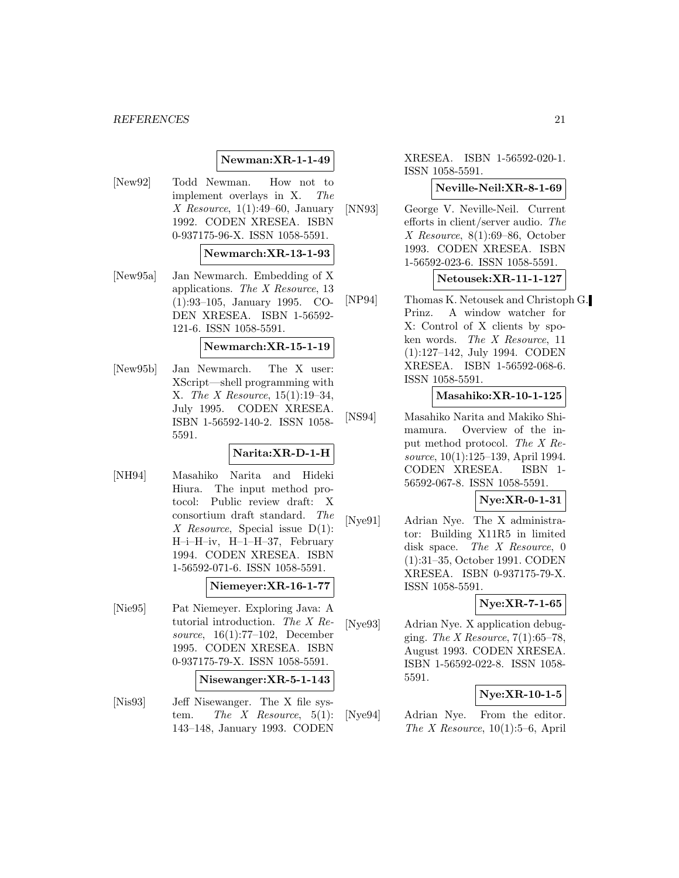**Newman:XR-1-1-49**

[New92] Todd Newman. How not to implement overlays in X. *The X Resource*, 1(1):49–60, January 1992. CODEN XRESEA. ISBN 0-937175-96-X. ISSN 1058-5591.

**Newmarch:XR-13-1-93**

[New95a] Jan Newmarch. Embedding of X applications. *The X Resource*, 13 (1):93–105, January 1995. CODEN XRESEA. ISBN 1-56592-121-6. ISSN 1058-5591.

**Newmarch:XR-15-1-19**

[New95b] Jan Newmarch. The X user: XScript—shell programming with X. *The X Resource*, 15(1):19–34, July 1995. CODEN XRESEA. ISBN 1-56592-140-2. ISSN 1058-5591.

**Narita:XR-D-1-H**

[NH94] Masahiko Narita and Hideki Hiura. The input method protocol: Public review draft: X consortium draft standard. *The X Resource*, Special issue D(1): H–i–H–iv, H–1–H–37, February 1994. CODEN XRESEA. ISBN 1-56592-071-6. ISSN 1058-5591.

**Niemeyer:XR-16-1-77**

[Nie95] Pat Niemeyer. Exploring Java: A tutorial introduction. *The X Resource*, 16(1):77–102, December 1995. CODEN XRESEA. ISBN 0-937175-79-X. ISSN 1058-5591.

**Nisewanger:XR-5-1-143**

[Nis93] Jeff Nisewanger. The X file system. *The X Resource*, 5(1): 143–148, January 1993. CODEN XRESEA. ISBN 1-56592-020-1. ISSN 1058-5591.

**Neville-Neil:XR-8-1-69**

[NN93] George V. Neville-Neil. Current efforts in client/server audio. *The X Resource*, 8(1):69–86, October 1993. CODEN XRESEA. ISBN 1-56592-023-6. ISSN 1058-5591.

**Netousek:XR-11-1-127**

[NP94] Thomas K. Netousek and Christoph G. Prinz. A window watcher for X: Control of X clients by spoken words. *The X Resource*, 11 (1):127–142, July 1994. CODEN XRESEA. ISBN 1-56592-068-6. ISSN 1058-5591.

**Masahiko:XR-10-1-125**

[NS94] Masahiko Narita and Makiko Shimamura. Overview of the input method protocol. *The X Resource*, 10(1):125–139, April 1994. CODEN XRESEA. ISBN 1-56592-067-8. ISSN 1058-5591.

**Nye:XR-0-1-31**

[Nye91] Adrian Nye. The X administrator: Building X11R5 in limited disk space. *The X Resource*, 0 (1):31–35, October 1991. CODEN XRESEA. ISBN 0-937175-79-X. ISSN 1058-5591.

**Nye:XR-7-1-65**

[Nye93] Adrian Nye. X application debugging. *The X Resource*, 7(1):65–78, August 1993. CODEN XRESEA. ISBN 1-56592-022-8. ISSN 1058-5591.

**Nye:XR-10-1-5**

[Nye94] Adrian Nye. From the editor. *The X Resource*, 10(1):5–6, April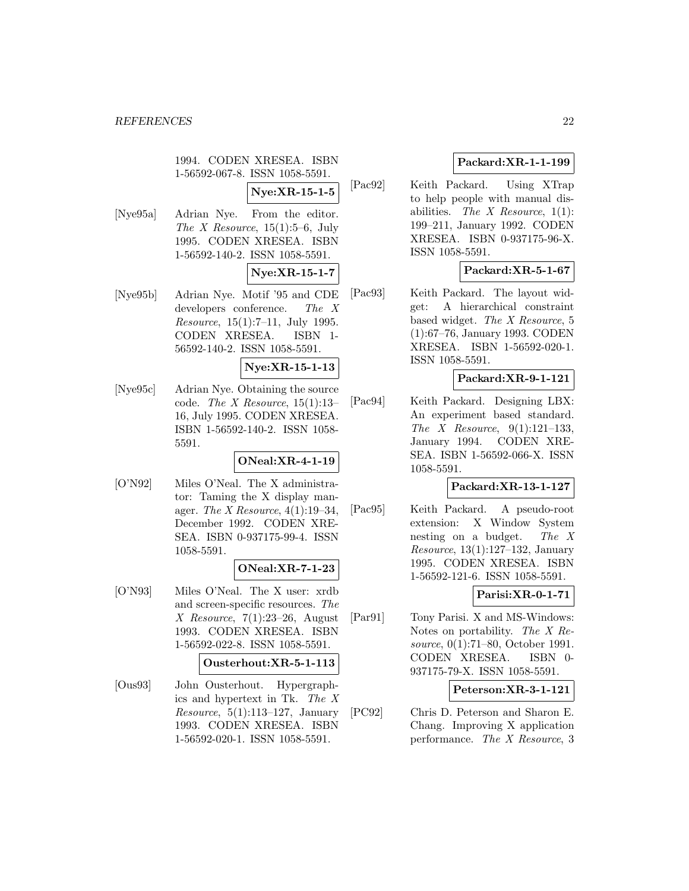1994. CODEN XRESEA. ISBN 1-56592-067-8. ISSN 1058-5591.

**Nye:XR-15-1-5**

[Nye95a] Adrian Nye. From the editor. *The X Resource*, 15(1):5–6, July 1995. CODEN XRESEA. ISBN 1-56592-140-2. ISSN 1058-5591.

**Nye:XR-15-1-7**

[Nye95b] Adrian Nye. Motif '95 and CDE developers conference. *The X Resource*, 15(1):7–11, July 1995. CODEN XRESEA. ISBN 1-56592-140-2. ISSN 1058-5591.

**Nye:XR-15-1-13**

[Nye95c] Adrian Nye. Obtaining the source code. *The X Resource*, 15(1):13–16, July 1995. CODEN XRESEA. ISBN 1-56592-140-2. ISSN 1058-5591.

**ONeal:XR-4-1-19**

[O'N92] Miles O'Neal. The X administrator: Taming the X display manager. *The X Resource*, 4(1):19–34, December 1992. CODEN XRESEA. ISBN 0-937175-99-4. ISSN 1058-5591.

**ONeal:XR-7-1-23**

[O'N93] Miles O'Neal. The X user: xrdb and screen-specific resources. *The X Resource*, 7(1):23–26, August 1993. CODEN XRESEA. ISBN 1-56592-022-8. ISSN 1058-5591.

**Ousterhout:XR-5-1-113**

[Ous93] John Ousterhout. Hypergraphics and hypertext in Tk. *The X Resource*, 5(1):113–127, January 1993. CODEN XRESEA. ISBN 1-56592-020-1. ISSN 1058-5591.

**Packard:XR-1-1-199**

[Pac92] Keith Packard. Using XTrap to help people with manual disabilities. *The X Resource*, 1(1): 199–211, January 1992. CODEN XRESEA. ISBN 0-937175-96-X. ISSN 1058-5591.

**Packard:XR-5-1-67**

[Pac93] Keith Packard. The layout widget: A hierarchical constraint based widget. *The X Resource*, 5 (1):67–76, January 1993. CODEN XRESEA. ISBN 1-56592-020-1. ISSN 1058-5591.

**Packard:XR-9-1-121**

[Pac94] Keith Packard. Designing LBX: An experiment based standard. *The X Resource*, 9(1):121–133, January 1994. CODEN XRESEA. ISBN 1-56592-066-X. ISSN 1058-5591.

**Packard:XR-13-1-127**

[Pac95] Keith Packard. A pseudo-root extension: X Window System nesting on a budget. *The X Resource*, 13(1):127–132, January 1995. CODEN XRESEA. ISBN 1-56592-121-6. ISSN 1058-5591.

**Parisi:XR-0-1-71**

[Par91] Tony Parisi. X and MS-Windows: Notes on portability. *The X Resource*, 0(1):71–80, October 1991. CODEN XRESEA. ISBN 0-937175-79-X. ISSN 1058-5591.

**Peterson:XR-3-1-121**

[PC92] Chris D. Peterson and Sharon E. Chang. Improving X application performance. *The X Resource*, 3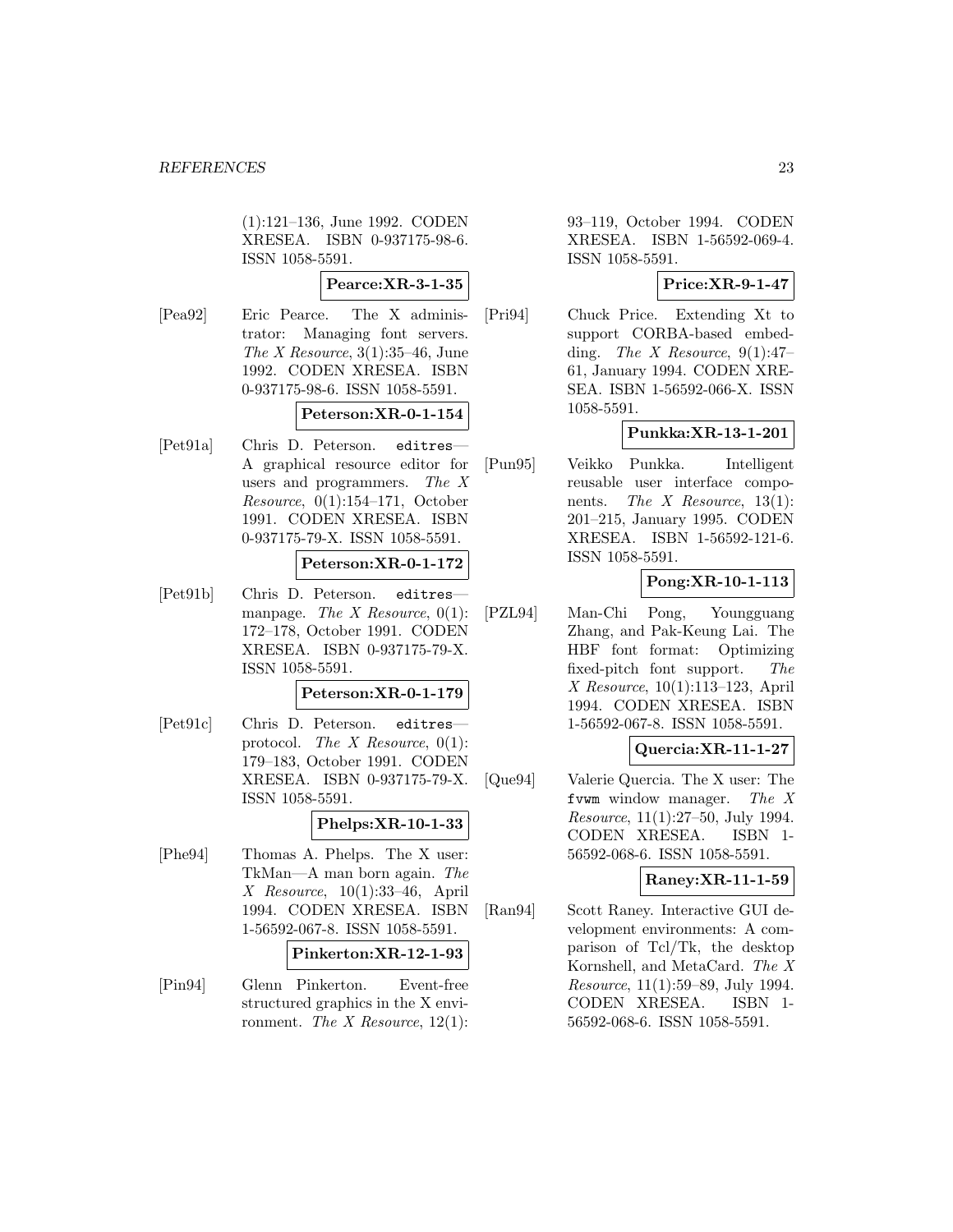(1):121–136, June 1992. CODEN XRESEA. ISBN 0-937175-98-6. ISSN 1058-5591.

**Pearce:XR-3-1-35**

[Pea92] Eric Pearce. The X administrator: Managing font servers. *The X Resource*, 3(1):35–46, June 1992. CODEN XRESEA. ISBN 0-937175-98-6. ISSN 1058-5591.

**Peterson:XR-0-1-154**

[Pet91a] Chris D. Peterson. `editres`—A graphical resource editor for users and programmers. *The X Resource*, 0(1):154–171, October 1991. CODEN XRESEA. ISBN 0-937175-79-X. ISSN 1058-5591.

**Peterson:XR-0-1-172**

[Pet91b] Chris D. Peterson. `editres`—manpage. *The X Resource*, 0(1): 172–178, October 1991. CODEN XRESEA. ISBN 0-937175-79-X. ISSN 1058-5591.

**Peterson:XR-0-1-179**

[Pet91c] Chris D. Peterson. `editres`—protocol. *The X Resource*, 0(1): 179–183, October 1991. CODEN XRESEA. ISBN 0-937175-79-X. ISSN 1058-5591.

**Phelps:XR-10-1-33**

[Phe94] Thomas A. Phelps. The X user: TkMan—A man born again. *The X Resource*, 10(1):33–46, April 1994. CODEN XRESEA. ISBN 1-56592-067-8. ISSN 1058-5591.

**Pinkerton:XR-12-1-93**

[Pin94] Glenn Pinkerton. Event-free structured graphics in the X environment. *The X Resource*, 12(1): 93–119, October 1994. CODEN XRESEA. ISBN 1-56592-069-4. ISSN 1058-5591.

**Price:XR-9-1-47**

[Pri94] Chuck Price. Extending Xt to support CORBA-based embedding. *The X Resource*, 9(1):47–61, January 1994. CODEN XRESEA. ISBN 1-56592-066-X. ISSN 1058-5591.

**Punkka:XR-13-1-201**

[Pun95] Veikko Punkka. Intelligent reusable user interface components. *The X Resource*, 13(1): 201–215, January 1995. CODEN XRESEA. ISBN 1-56592-121-6. ISSN 1058-5591.

**Pong:XR-10-1-113**

[PZL94] Man-Chi Pong, Youngguang Zhang, and Pak-Keung Lai. The HBF font format: Optimizing fixed-pitch font support. *The X Resource*, 10(1):113–123, April 1994. CODEN XRESEA. ISBN 1-56592-067-8. ISSN 1058-5591.

**Quercia:XR-11-1-27**

[Que94] Valerie Quercia. The X user: The `fvwm` window manager. *The X Resource*, 11(1):27–50, July 1994. CODEN XRESEA. ISBN 1-56592-068-6. ISSN 1058-5591.

**Raney:XR-11-1-59**

[Ran94] Scott Raney. Interactive GUI development environments: A comparison of Tcl/Tk, the desktop Kornshell, and MetaCard. *The X Resource*, 11(1):59–89, July 1994. CODEN XRESEA. ISBN 1-56592-068-6. ISSN 1058-5591.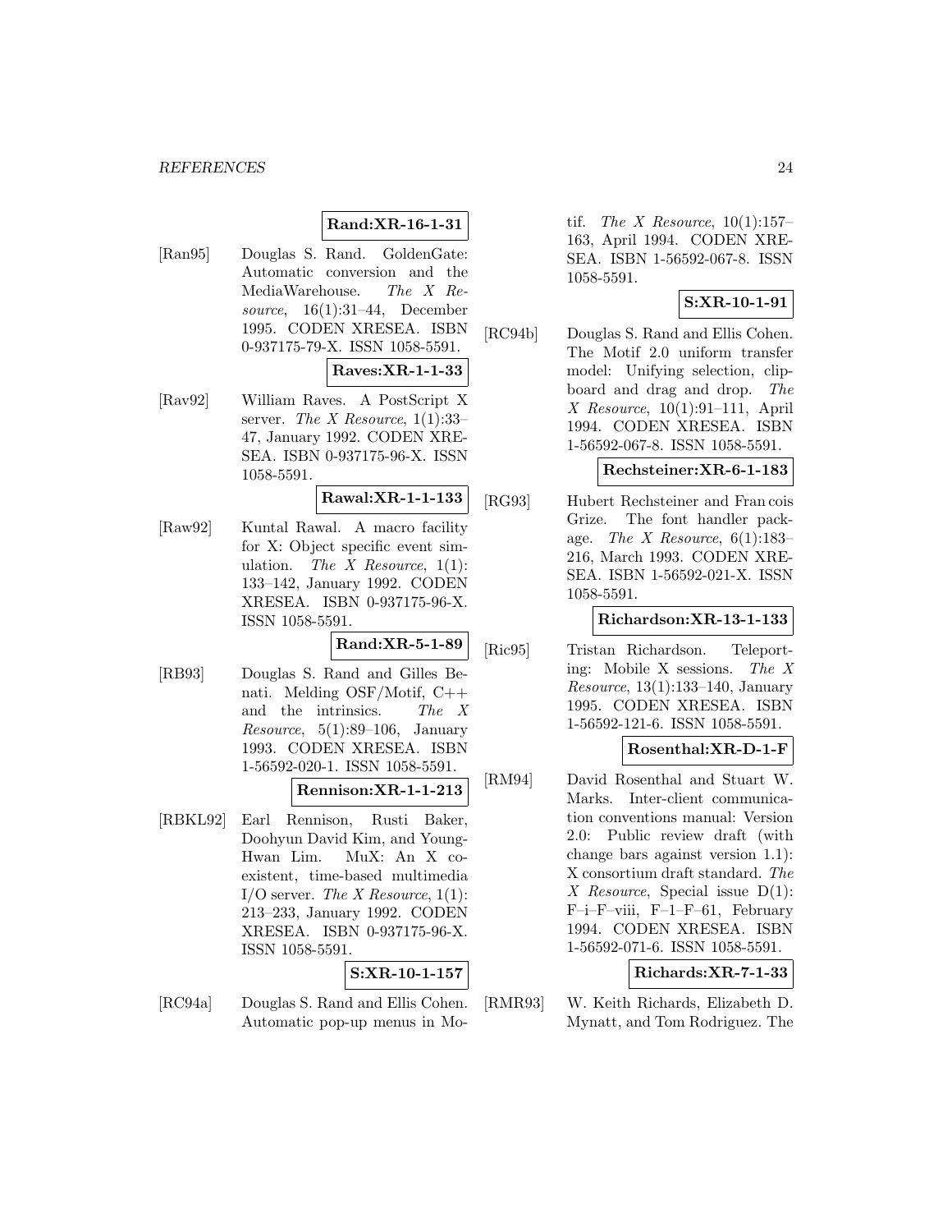**Rand:XR-16-1-31**

[Ran95] Douglas S. Rand. GoldenGate: Automatic conversion and the MediaWarehouse. *The X Resource*, 16(1):31–44, December 1995. CODEN XRESEA. ISBN 0-937175-79-X. ISSN 1058-5591.

**Raves:XR-1-1-33**

[Rav92] William Raves. A PostScript X server. *The X Resource*, 1(1):33–47, January 1992. CODEN XRESEA. ISBN 0-937175-96-X. ISSN 1058-5591.

**Rawal:XR-1-1-133**

[Raw92] Kuntal Rawal. A macro facility for X: Object specific event simulation. *The X Resource*, 1(1): 133–142, January 1992. CODEN XRESEA. ISBN 0-937175-96-X. ISSN 1058-5591.

**Rand:XR-5-1-89**

[RB93] Douglas S. Rand and Gilles Benati. Melding OSF/Motif, C++ and the intrinsics. *The X Resource*, 5(1):89–106, January 1993. CODEN XRESEA. ISBN 1-56592-020-1. ISSN 1058-5591.

**Rennison:XR-1-1-213**

[RBKL92] Earl Rennison, Rusti Baker, Doohyun David Kim, and Young-Hwan Lim. MuX: An X co-existent, time-based multimedia I/O server. *The X Resource*, 1(1): 213–233, January 1992. CODEN XRESEA. ISBN 0-937175-96-X. ISSN 1058-5591.

**S:XR-10-1-157**

[RC94a] Douglas S. Rand and Ellis Cohen. Automatic pop-up menus in Motif. *The X Resource*, 10(1):157–163, April 1994. CODEN XRESEA. ISBN 1-56592-067-8. ISSN 1058-5591.

**S:XR-10-1-91**

[RC94b] Douglas S. Rand and Ellis Cohen. The Motif 2.0 uniform transfer model: Unifying selection, clipboard and drag and drop. *The X Resource*, 10(1):91–111, April 1994. CODEN XRESEA. ISBN 1-56592-067-8. ISSN 1058-5591.

**Rechsteiner:XR-6-1-183**

[RG93] Hubert Rechsteiner and Fran cois Grize. The font handler package. *The X Resource*, 6(1):183–216, March 1993. CODEN XRESEA. ISBN 1-56592-021-X. ISSN 1058-5591.

**Richardson:XR-13-1-133**

[Ric95] Tristan Richardson. Teleporting: Mobile X sessions. *The X Resource*, 13(1):133–140, January 1995. CODEN XRESEA. ISBN 1-56592-121-6. ISSN 1058-5591.

**Rosenthal:XR-D-1-F**

[RM94] David Rosenthal and Stuart W. Marks. Inter-client communication conventions manual: Version 2.0: Public review draft (with change bars against version 1.1): X consortium draft standard. *The X Resource*, Special issue D(1): F–i–F–viii, F–1–F–61, February 1994. CODEN XRESEA. ISBN 1-56592-071-6. ISSN 1058-5591.

**Richards:XR-7-1-33**

[RMR93] W. Keith Richards, Elizabeth D. Mynatt, and Tom Rodriguez. The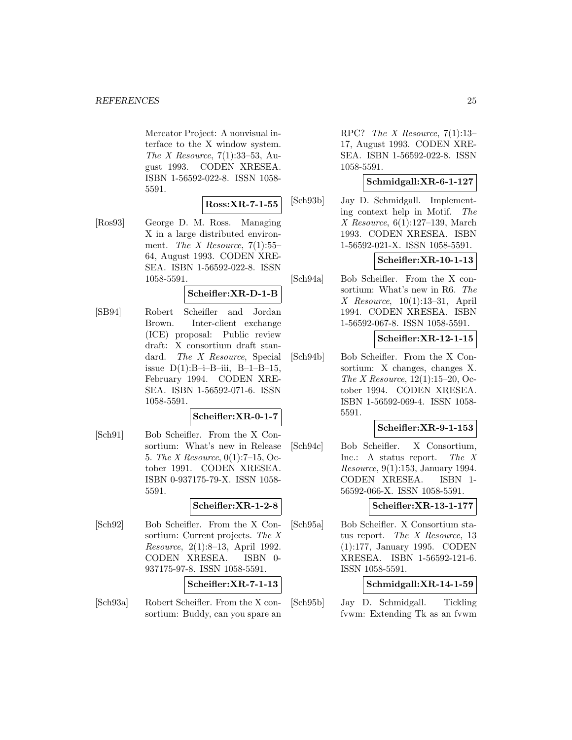Mercator Project: A nonvisual interface to the X window system. *The X Resource*, 7(1):33–53, August 1993. CODEN XRESEA. ISBN 1-56592-022-8. ISSN 1058-5591.

**Ross:XR-7-1-55**

[Ros93] George D. M. Ross. Managing X in a large distributed environment. *The X Resource*, 7(1):55–64, August 1993. CODEN XRESEA. ISBN 1-56592-022-8. ISSN 1058-5591.

**Scheifler:XR-D-1-B**

[SB94] Robert Scheifler and Jordan Brown. Inter-client exchange (ICE) proposal: Public review draft: X consortium draft standard. *The X Resource*, Special issue D(1):B–i–B–iii, B–1–B–15, February 1994. CODEN XRESEA. ISBN 1-56592-071-6. ISSN 1058-5591.

**Scheifler:XR-0-1-7**

[Sch91] Bob Scheifler. From the X Consortium: What's new in Release 5. *The X Resource*, 0(1):7–15, October 1991. CODEN XRESEA. ISBN 0-937175-79-X. ISSN 1058-5591.

**Scheifler:XR-1-2-8**

[Sch92] Bob Scheifler. From the X Consortium: Current projects. *The X Resource*, 2(1):8–13, April 1992. CODEN XRESEA. ISBN 0-937175-97-8. ISSN 1058-5591.

**Scheifler:XR-7-1-13**

[Sch93a] Robert Scheifler. From the X consortium: Buddy, can you spare an RPC? *The X Resource*, 7(1):13–17, August 1993. CODEN XRESEA. ISBN 1-56592-022-8. ISSN 1058-5591.

**Schmidgall:XR-6-1-127**

[Sch93b] Jay D. Schmidgall. Implementing context help in Motif. *The X Resource*, 6(1):127–139, March 1993. CODEN XRESEA. ISBN 1-56592-021-X. ISSN 1058-5591.

**Scheifler:XR-10-1-13**

[Sch94a] Bob Scheifler. From the X consortium: What's new in R6. *The X Resource*, 10(1):13–31, April 1994. CODEN XRESEA. ISBN 1-56592-067-8. ISSN 1058-5591.

**Scheifler:XR-12-1-15**

[Sch94b] Bob Scheifler. From the X Consortium: X changes, changes X. *The X Resource*, 12(1):15–20, October 1994. CODEN XRESEA. ISBN 1-56592-069-4. ISSN 1058-5591.

**Scheifler:XR-9-1-153**

[Sch94c] Bob Scheifler. X Consortium, Inc.: A status report. *The X Resource*, 9(1):153, January 1994. CODEN XRESEA. ISBN 1-56592-066-X. ISSN 1058-5591.

**Scheifler:XR-13-1-177**

[Sch95a] Bob Scheifler. X Consortium status report. *The X Resource*, 13 (1):177, January 1995. CODEN XRESEA. ISBN 1-56592-121-6. ISSN 1058-5591.

**Schmidgall:XR-14-1-59**

[Sch95b] Jay D. Schmidgall. Tickling fvwm: Extending Tk as an fvwm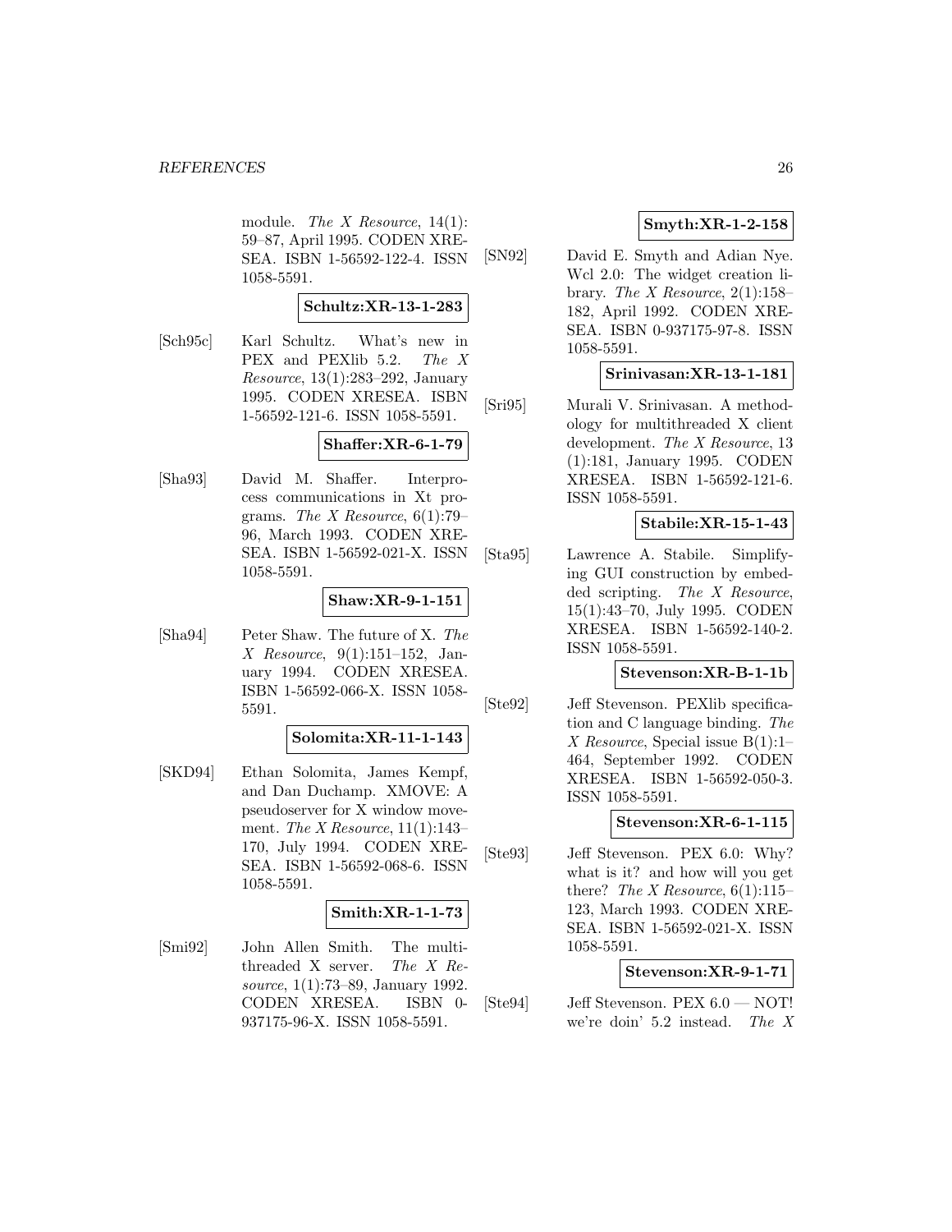module. *The X Resource*, 14(1): 59–87, April 1995. CODEN XRESEA. ISBN 1-56592-122-4. ISSN 1058-5591.

**Schultz:XR-13-1-283**

[Sch95c] Karl Schultz. What's new in PEX and PEXlib 5.2. *The X Resource*, 13(1):283–292, January 1995. CODEN XRESEA. ISBN 1-56592-121-6. ISSN 1058-5591.

**Shaffer:XR-6-1-79**

[Sha93] David M. Shaffer. Interprocess communications in Xt programs. *The X Resource*, 6(1):79–96, March 1993. CODEN XRESEA. ISBN 1-56592-021-X. ISSN 1058-5591.

**Shaw:XR-9-1-151**

[Sha94] Peter Shaw. The future of X. *The X Resource*, 9(1):151–152, January 1994. CODEN XRESEA. ISBN 1-56592-066-X. ISSN 1058-5591.

**Solomita:XR-11-1-143**

[SKD94] Ethan Solomita, James Kempf, and Dan Duchamp. XMOVE: A pseudoserver for X window movement. *The X Resource*, 11(1):143–170, July 1994. CODEN XRESEA. ISBN 1-56592-068-6. ISSN 1058-5591.

**Smith:XR-1-1-73**

[Smi92] John Allen Smith. The multithreaded X server. *The X Resource*, 1(1):73–89, January 1992. CODEN XRESEA. ISBN 0-937175-96-X. ISSN 1058-5591.

**Smyth:XR-1-2-158**

[SN92] David E. Smyth and Adian Nye. Wcl 2.0: The widget creation library. *The X Resource*, 2(1):158–182, April 1992. CODEN XRESEA. ISBN 0-937175-97-8. ISSN 1058-5591.

**Srinivasan:XR-13-1-181**

[Sri95] Murali V. Srinivasan. A methodology for multithreaded X client development. *The X Resource*, 13 (1):181, January 1995. CODEN XRESEA. ISBN 1-56592-121-6. ISSN 1058-5591.

**Stabile:XR-15-1-43**

[Sta95] Lawrence A. Stabile. Simplifying GUI construction by embedded scripting. *The X Resource*, 15(1):43–70, July 1995. CODEN XRESEA. ISBN 1-56592-140-2. ISSN 1058-5591.

**Stevenson:XR-B-1-1b**

[Ste92] Jeff Stevenson. PEXlib specification and C language binding. *The X Resource*, Special issue B(1):1–464, September 1992. CODEN XRESEA. ISBN 1-56592-050-3. ISSN 1058-5591.

**Stevenson:XR-6-1-115**

[Ste93] Jeff Stevenson. PEX 6.0: Why? what is it? and how will you get there? *The X Resource*, 6(1):115–123, March 1993. CODEN XRESEA. ISBN 1-56592-021-X. ISSN 1058-5591.

**Stevenson:XR-9-1-71**

[Ste94] Jeff Stevenson. PEX 6.0 — NOT! we're doin' 5.2 instead. *The X*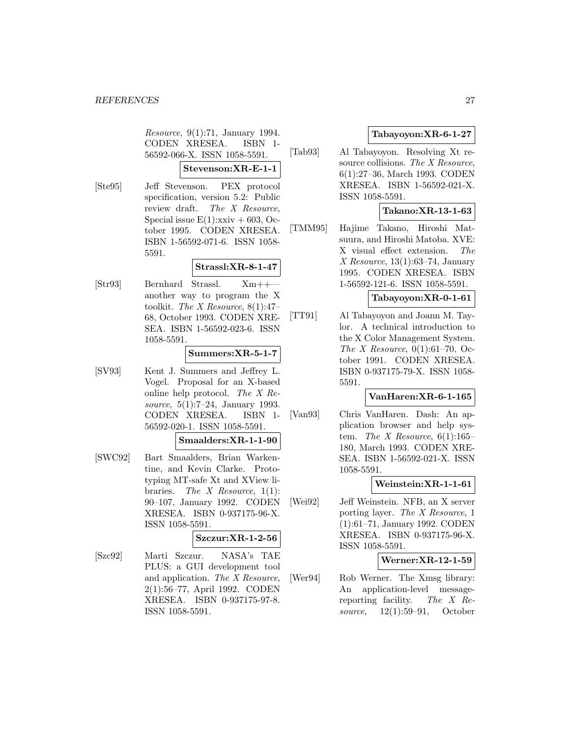*Resource*, 9(1):71, January 1994. CODEN XRESEA. ISBN 1-56592-066-X. ISSN 1058-5591.

**Stevenson:XR-E-1-1**

[Ste95] Jeff Stevenson. PEX protocol specification, version 5.2: Public review draft. *The X Resource*, Special issue E(1):xxiv + 603, October 1995. CODEN XRESEA. ISBN 1-56592-071-6. ISSN 1058-5591.

**Strassl:XR-8-1-47**

[Str93] Bernhard Strassl. Xm++—another way to program the X toolkit. *The X Resource*, 8(1):47–68, October 1993. CODEN XRESEA. ISBN 1-56592-023-6. ISSN 1058-5591.

**Summers:XR-5-1-7**

[SV93] Kent J. Summers and Jeffrey L. Vogel. Proposal for an X-based online help protocol. *The X Resource*, 5(1):7–24, January 1993. CODEN XRESEA. ISBN 1-56592-020-1. ISSN 1058-5591.

**Smaalders:XR-1-1-90**

[SWC92] Bart Smaalders, Brian Warkentine, and Kevin Clarke. Prototyping MT-safe Xt and XView libraries. *The X Resource*, 1(1):90–107, January 1992. CODEN XRESEA. ISBN 0-937175-96-X. ISSN 1058-5591.

**Szczur:XR-1-2-56**

[Szc92] Marti Szczur. NASA's TAE PLUS: a GUI development tool and application. *The X Resource*, 2(1):56–77, April 1992. CODEN XRESEA. ISBN 0-937175-97-8. ISSN 1058-5591.

**Tabayoyon:XR-6-1-27**

[Tab93] Al Tabayoyon. Resolving Xt resource collisions. *The X Resource*, 6(1):27–36, March 1993. CODEN XRESEA. ISBN 1-56592-021-X. ISSN 1058-5591.

**Takano:XR-13-1-63**

[TMM95] Hajime Takano, Hiroshi Matsuura, and Hiroshi Matoba. XVE: X visual effect extension. *The X Resource*, 13(1):63–74, January 1995. CODEN XRESEA. ISBN 1-56592-121-6. ISSN 1058-5591.

**Tabayoyon:XR-0-1-61**

[TT91] Al Tabayoyon and Joann M. Taylor. A technical introduction to the X Color Management System. *The X Resource*, 0(1):61–70, October 1991. CODEN XRESEA. ISBN 0-937175-79-X. ISSN 1058-5591.

**VanHaren:XR-6-1-165**

[Van93] Chris VanHaren. Dash: An application browser and help system. *The X Resource*, 6(1):165–180, March 1993. CODEN XRESEA. ISBN 1-56592-021-X. ISSN 1058-5591.

**Weinstein:XR-1-1-61**

[Wei92] Jeff Weinstein. NFB, an X server porting layer. *The X Resource*, 1 (1):61–71, January 1992. CODEN XRESEA. ISBN 0-937175-96-X. ISSN 1058-5591.

**Werner:XR-12-1-59**

[Wer94] Rob Werner. The Xmsg library: An application-level message-reporting facility. *The X Resource*, 12(1):59–91, October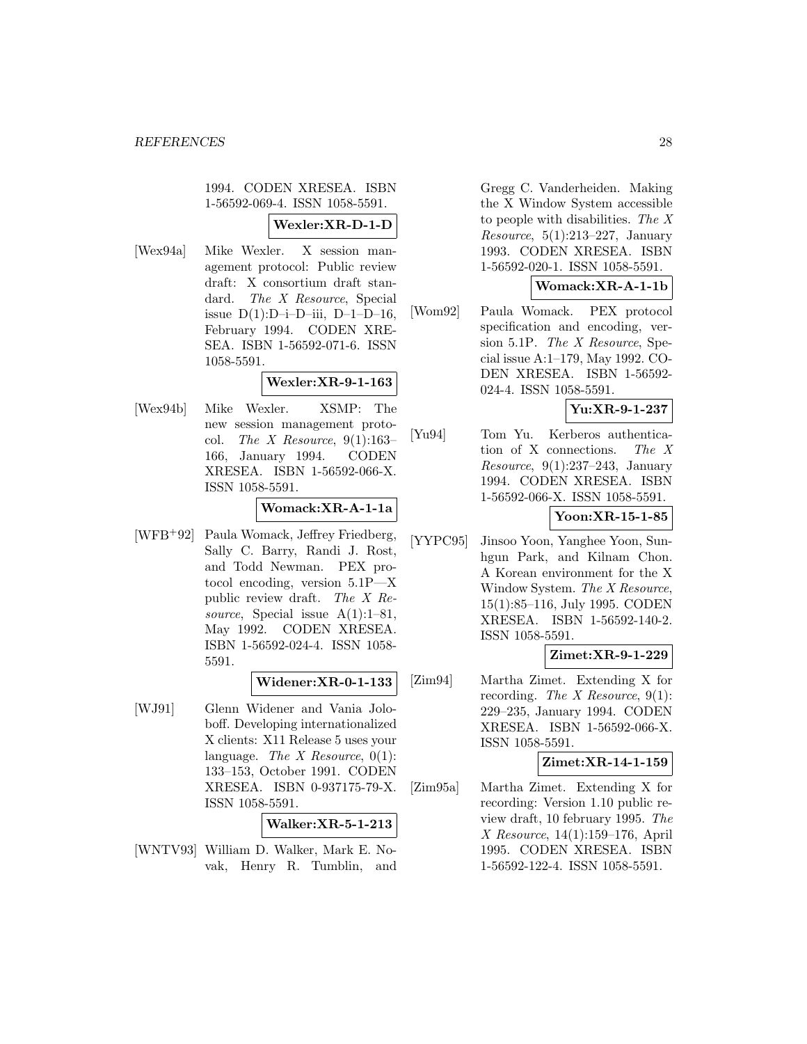1994. CODEN XRESEA. ISBN 1-56592-069-4. ISSN 1058-5591.

**Wexler:XR-D-1-D**

[Wex94a] Mike Wexler. X session management protocol: Public review draft: X consortium draft standard. *The X Resource*, Special issue D(1):D–i–D–iii, D–1–D–16, February 1994. CODEN XRESEA. ISBN 1-56592-071-6. ISSN 1058-5591.

**Wexler:XR-9-1-163**

[Wex94b] Mike Wexler. XSMP: The new session management protocol. *The X Resource*, 9(1):163–166, January 1994. CODEN XRESEA. ISBN 1-56592-066-X. ISSN 1058-5591.

**Womack:XR-A-1-1a**

[WFB+92] Paula Womack, Jeffrey Friedberg, Sally C. Barry, Randi J. Rost, and Todd Newman. PEX protocol encoding, version 5.1P—X public review draft. *The X Resource*, Special issue A(1):1–81, May 1992. CODEN XRESEA. ISBN 1-56592-024-4. ISSN 1058-5591.

**Widener:XR-0-1-133**

[WJ91] Glenn Widener and Vania Joloboff. Developing internationalized X clients: X11 Release 5 uses your language. *The X Resource*, 0(1):133–153, October 1991. CODEN XRESEA. ISBN 0-937175-79-X. ISSN 1058-5591.

**Walker:XR-5-1-213**

[WNTV93] William D. Walker, Mark E. Novak, Henry R. Tumblin, and Gregg C. Vanderheiden. Making the X Window System accessible to people with disabilities. *The X Resource*, 5(1):213–227, January 1993. CODEN XRESEA. ISBN 1-56592-020-1. ISSN 1058-5591.

**Womack:XR-A-1-1b**

[Wom92] Paula Womack. PEX protocol specification and encoding, version 5.1P. *The X Resource*, Special issue A:1–179, May 1992. CODEN XRESEA. ISBN 1-56592-024-4. ISSN 1058-5591.

**Yu:XR-9-1-237**

[Yu94] Tom Yu. Kerberos authentication of X connections. *The X Resource*, 9(1):237–243, January 1994. CODEN XRESEA. ISBN 1-56592-066-X. ISSN 1058-5591.

**Yoon:XR-15-1-85**

[YYPC95] Jinsoo Yoon, Yanghee Yoon, Sunhgun Park, and Kilnam Chon. A Korean environment for the X Window System. *The X Resource*, 15(1):85–116, July 1995. CODEN XRESEA. ISBN 1-56592-140-2. ISSN 1058-5591.

**Zimet:XR-9-1-229**

[Zim94] Martha Zimet. Extending X for recording. *The X Resource*, 9(1):229–235, January 1994. CODEN XRESEA. ISBN 1-56592-066-X. ISSN 1058-5591.

**Zimet:XR-14-1-159**

[Zim95a] Martha Zimet. Extending X for recording: Version 1.10 public review draft, 10 february 1995. *The X Resource*, 14(1):159–176, April 1995. CODEN XRESEA. ISBN 1-56592-122-4. ISSN 1058-5591.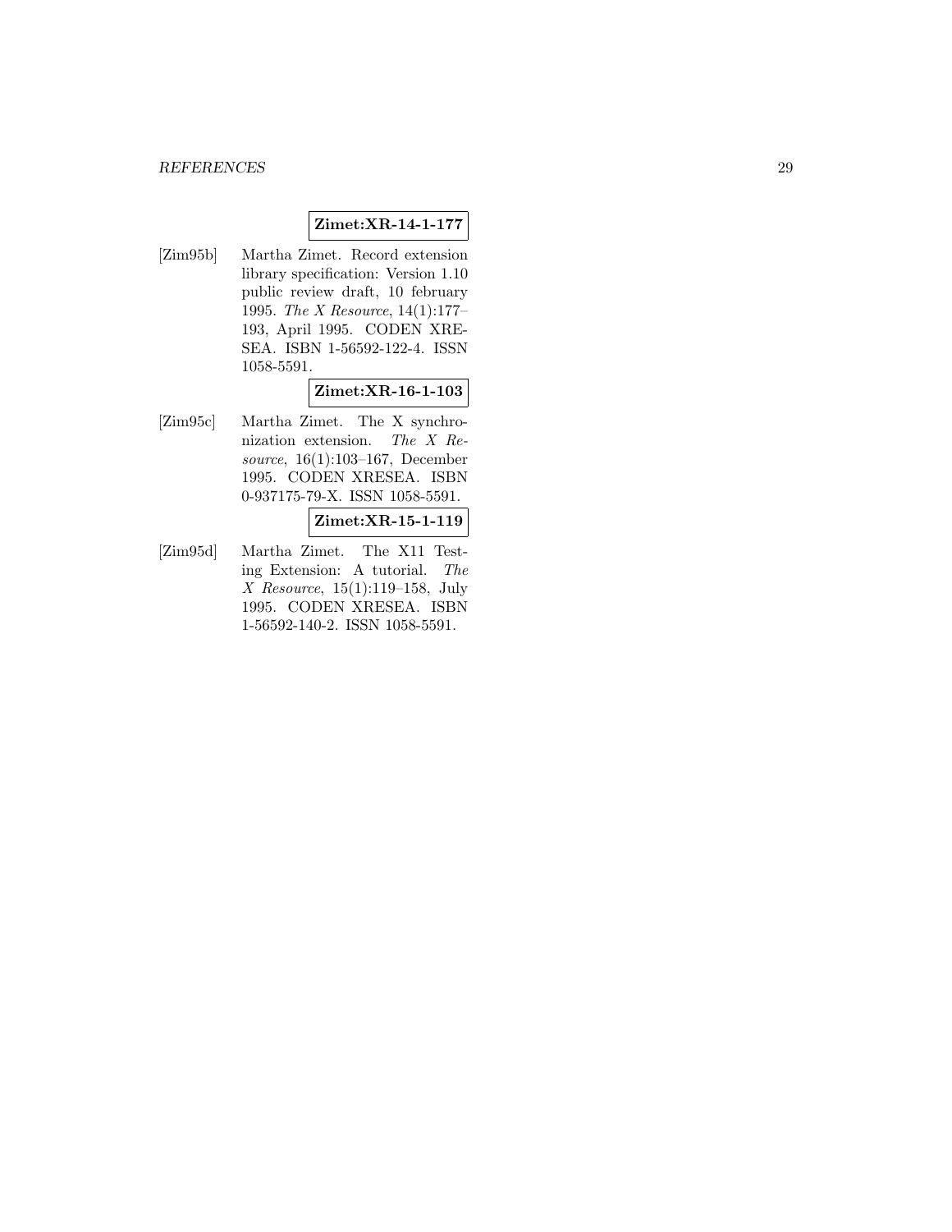**Zimet:XR-14-1-177**

[Zim95b] Martha Zimet. Record extension library specification: Version 1.10 public review draft, 10 february 1995. *The X Resource*, 14(1):177–193, April 1995. CODEN XRESEA. ISBN 1-56592-122-4. ISSN 1058-5591.

**Zimet:XR-16-1-103**

[Zim95c] Martha Zimet. The X synchronization extension. *The X Resource*, 16(1):103–167, December 1995. CODEN XRESEA. ISBN 0-937175-79-X. ISSN 1058-5591.

**Zimet:XR-15-1-119**

[Zim95d] Martha Zimet. The X11 Testing Extension: A tutorial. *The X Resource*, 15(1):119–158, July 1995. CODEN XRESEA. ISBN 1-56592-140-2. ISSN 1058-5591.